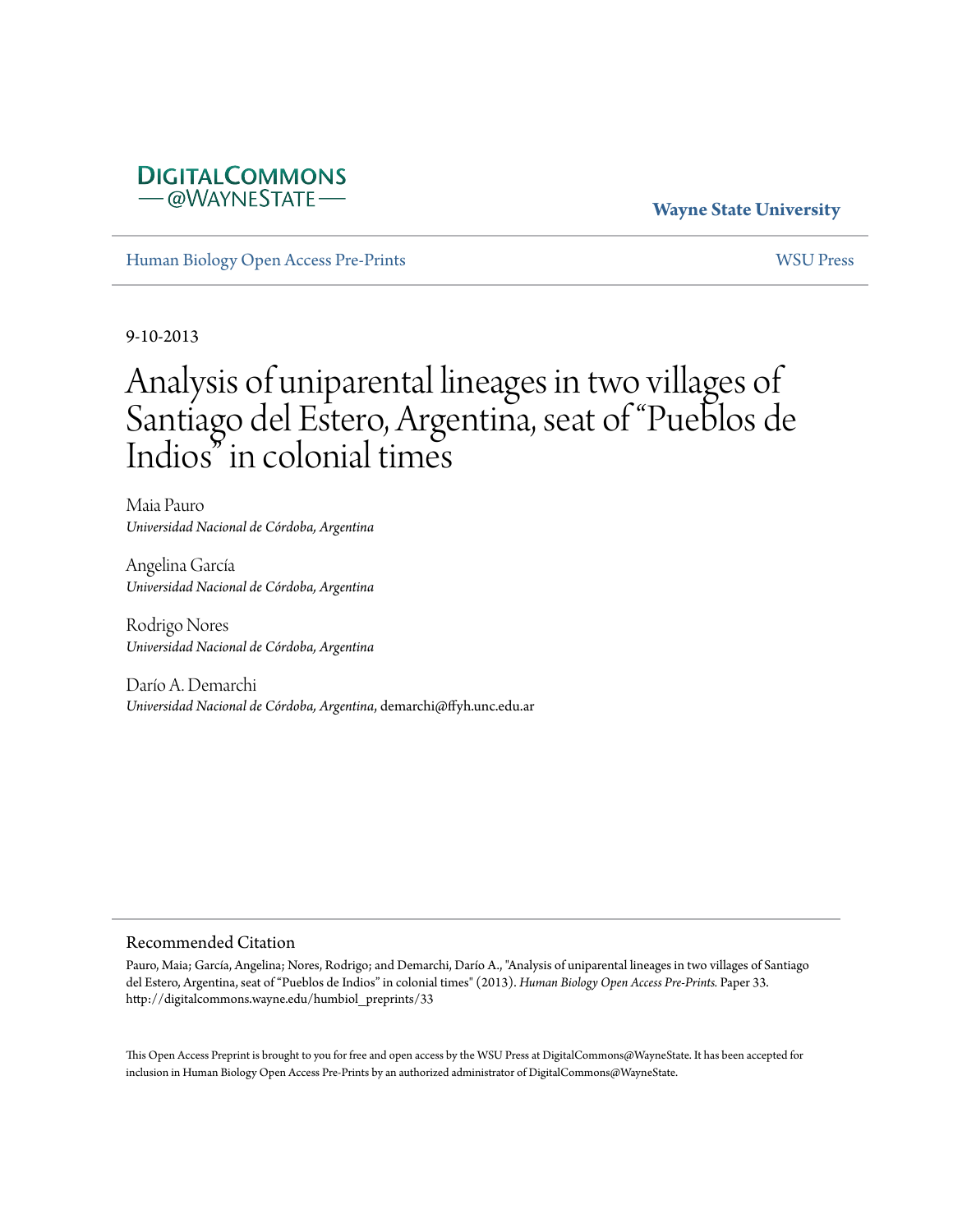DigitalCommons @WayneState

Wayne State University

Human Biology Open Access Pre-Prints

WSU Press

9-10-2013

# Analysis of uniparental lineages in two villages of Santiago del Estero, Argentina, seat of "Pueblos de Indios" in colonial times

Maia Pauro
*Universidad Nacional de Córdoba, Argentina*

Angelina García
*Universidad Nacional de Córdoba, Argentina*

Rodrigo Nores
*Universidad Nacional de Córdoba, Argentina*

Darío A. Demarchi
*Universidad Nacional de Córdoba, Argentina*, demarchi@ffyh.unc.edu.ar

## Recommended Citation

Pauro, Maia; García, Angelina; Nores, Rodrigo; and Demarchi, Darío A., "Analysis of uniparental lineages in two villages of Santiago del Estero, Argentina, seat of "Pueblos de Indios" in colonial times" (2013). *Human Biology Open Access Pre-Prints.* Paper 33.
http://digitalcommons.wayne.edu/humbiol_preprints/33

This Open Access Preprint is brought to you for free and open access by the WSU Press at DigitalCommons@WayneState. It has been accepted for inclusion in Human Biology Open Access Pre-Prints by an authorized administrator of DigitalCommons@WayneState.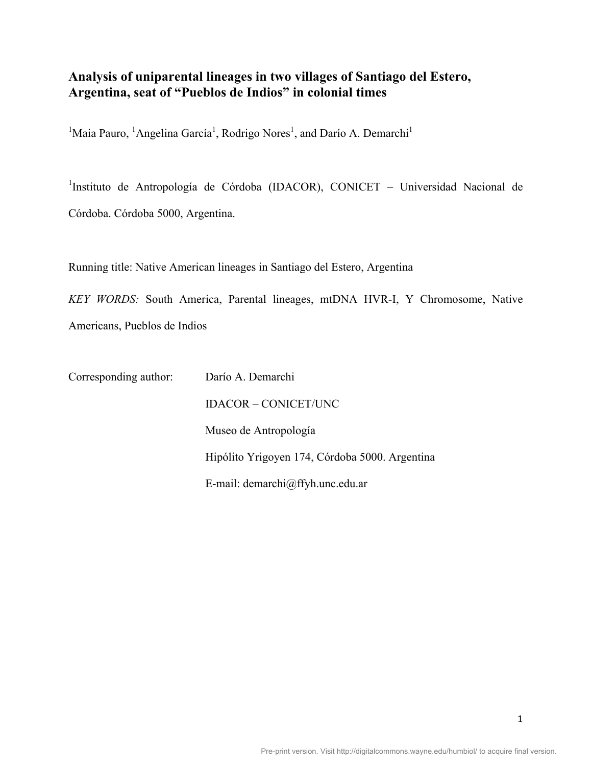# Analysis of uniparental lineages in two villages of Santiago del Estero, Argentina, seat of "Pueblos de Indios" in colonial times

[1]Maia Pauro, [1]Angelina García[1], Rodrigo Nores[1], and Darío A. Demarchi[1]

[1]Instituto de Antropología de Córdoba (IDACOR), CONICET – Universidad Nacional de Córdoba. Córdoba 5000, Argentina.

Running title: Native American lineages in Santiago del Estero, Argentina

*KEY WORDS:* South America, Parental lineages, mtDNA HVR-I, Y Chromosome, Native Americans, Pueblos de Indios

| | |
|---|---|
| Corresponding author: | Darío A. Demarchi |
| | IDACOR – CONICET/UNC |
| | Museo de Antropología |
| | Hipólito Yrigoyen 174, Córdoba 5000. Argentina |
| | E-mail: demarchi@ffyh.unc.edu.ar |

Pre-print version. Visit http://digitalcommons.wayne.edu/humbiol/ to acquire final version.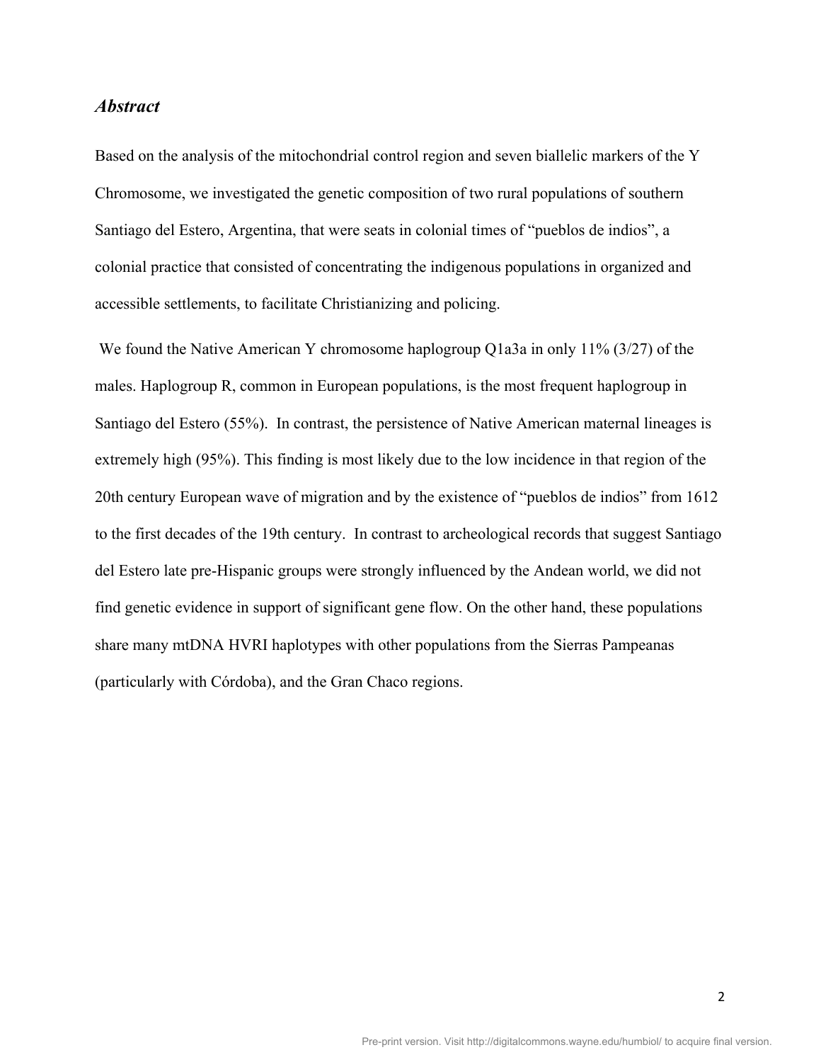### *Abstract*

Based on the analysis of the mitochondrial control region and seven biallelic markers of the Y Chromosome, we investigated the genetic composition of two rural populations of southern Santiago del Estero, Argentina, that were seats in colonial times of "pueblos de indios", a colonial practice that consisted of concentrating the indigenous populations in organized and accessible settlements, to facilitate Christianizing and policing.

We found the Native American Y chromosome haplogroup Q1a3a in only 11% (3/27) of the males. Haplogroup R, common in European populations, is the most frequent haplogroup in Santiago del Estero (55%). In contrast, the persistence of Native American maternal lineages is extremely high (95%). This finding is most likely due to the low incidence in that region of the 20th century European wave of migration and by the existence of "pueblos de indios" from 1612 to the first decades of the 19th century. In contrast to archeological records that suggest Santiago del Estero late pre-Hispanic groups were strongly influenced by the Andean world, we did not find genetic evidence in support of significant gene flow. On the other hand, these populations share many mtDNA HVRI haplotypes with other populations from the Sierras Pampeanas (particularly with Córdoba), and the Gran Chaco regions.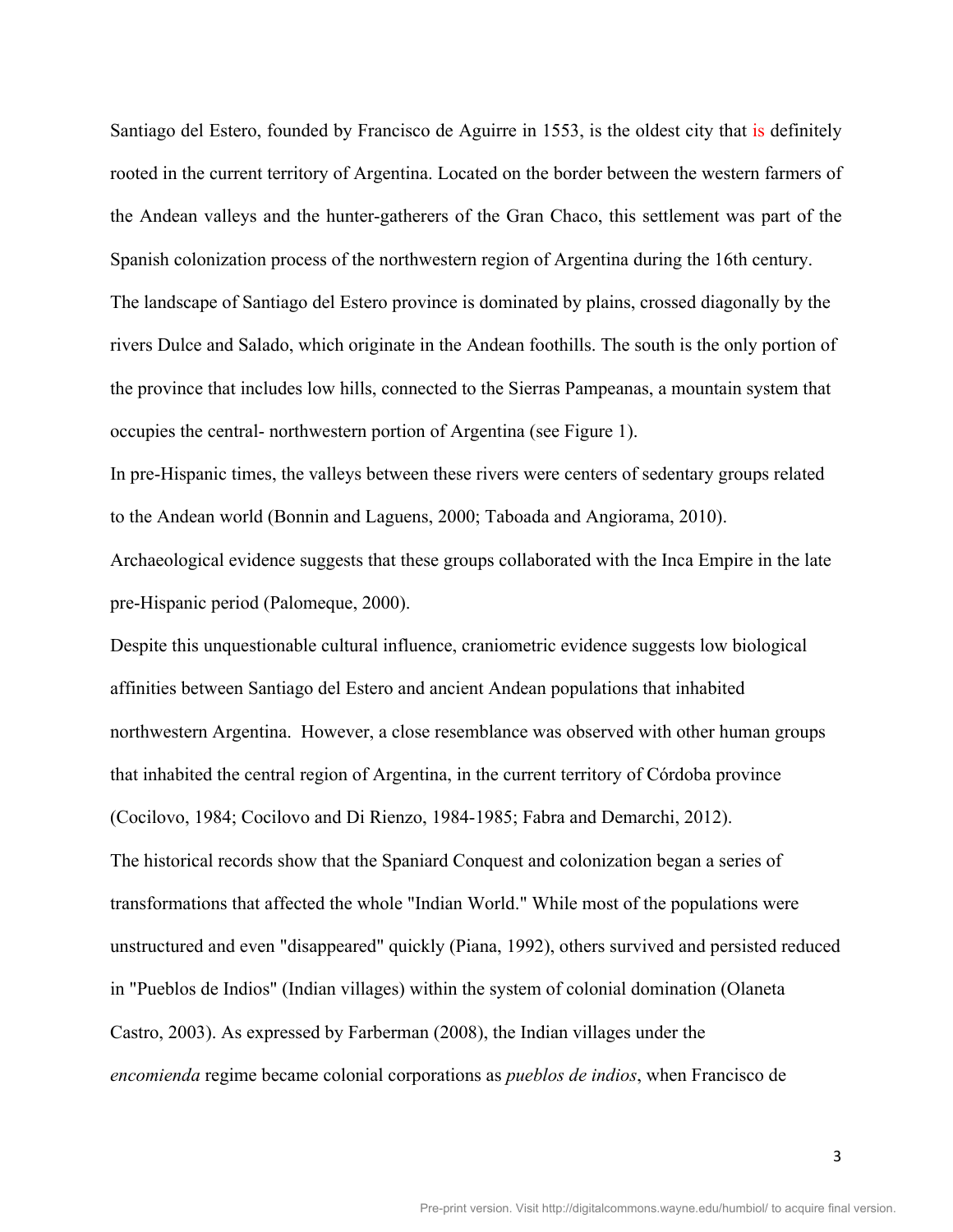Santiago del Estero, founded by Francisco de Aguirre in 1553, is the oldest city that is definitely rooted in the current territory of Argentina. Located on the border between the western farmers of the Andean valleys and the hunter-gatherers of the Gran Chaco, this settlement was part of the Spanish colonization process of the northwestern region of Argentina during the 16th century.

The landscape of Santiago del Estero province is dominated by plains, crossed diagonally by the rivers Dulce and Salado, which originate in the Andean foothills. The south is the only portion of the province that includes low hills, connected to the Sierras Pampeanas, a mountain system that occupies the central- northwestern portion of Argentina (see Figure 1).

In pre-Hispanic times, the valleys between these rivers were centers of sedentary groups related to the Andean world (Bonnin and Laguens, 2000; Taboada and Angiorama, 2010).

Archaeological evidence suggests that these groups collaborated with the Inca Empire in the late pre-Hispanic period (Palomeque, 2000).

Despite this unquestionable cultural influence, craniometric evidence suggests low biological affinities between Santiago del Estero and ancient Andean populations that inhabited northwestern Argentina. However, a close resemblance was observed with other human groups that inhabited the central region of Argentina, in the current territory of Córdoba province (Cocilovo, 1984; Cocilovo and Di Rienzo, 1984-1985; Fabra and Demarchi, 2012).

The historical records show that the Spaniard Conquest and colonization began a series of transformations that affected the whole "Indian World." While most of the populations were unstructured and even "disappeared" quickly (Piana, 1992), others survived and persisted reduced in "Pueblos de Indios" (Indian villages) within the system of colonial domination (Olaneta Castro, 2003). As expressed by Farberman (2008), the Indian villages under the *encomienda* regime became colonial corporations as *pueblos de indios*, when Francisco de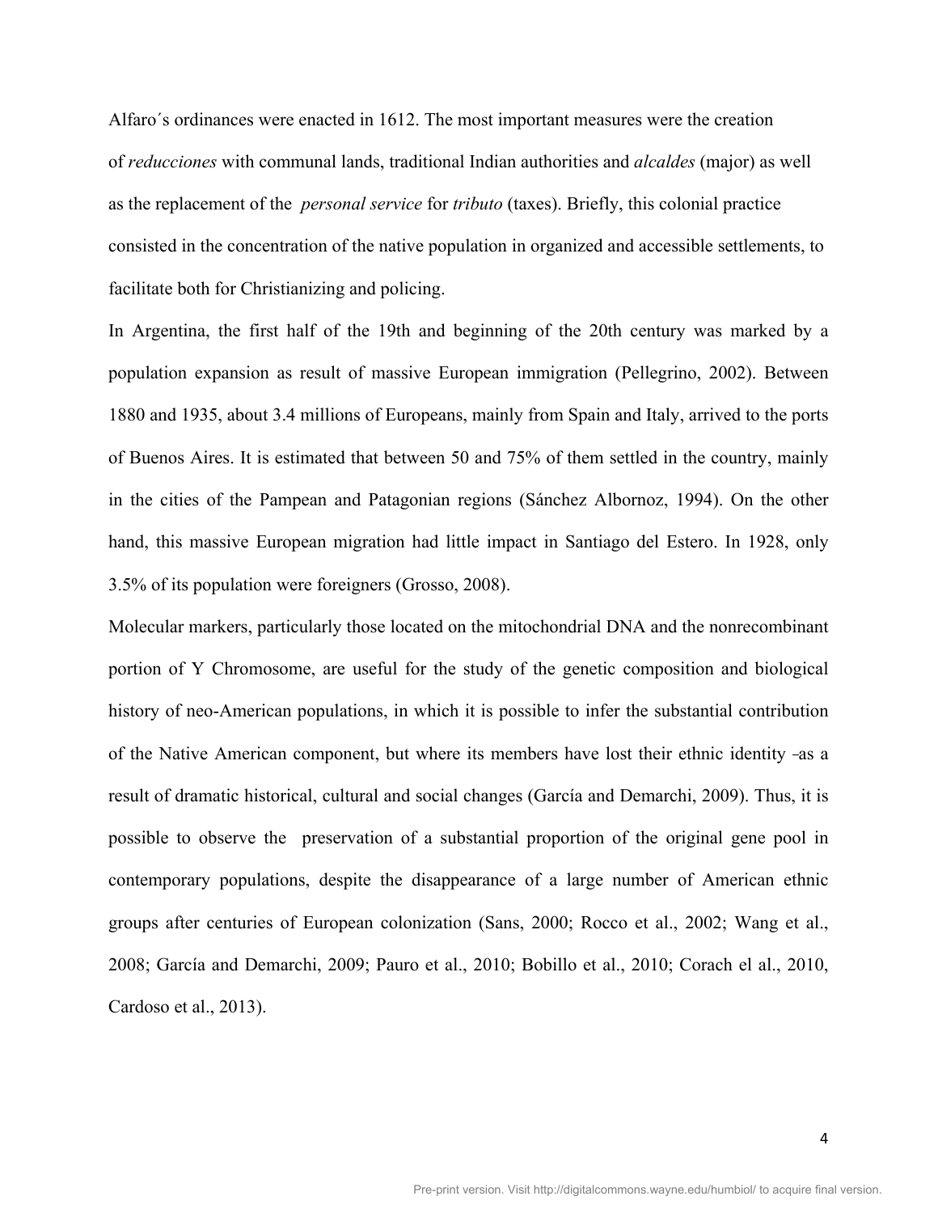Alfaro´s ordinances were enacted in 1612. The most important measures were the creation of *reducciones* with communal lands, traditional Indian authorities and *alcaldes* (major) as well as the replacement of the *personal service* for *tributo* (taxes). Briefly, this colonial practice consisted in the concentration of the native population in organized and accessible settlements, to facilitate both for Christianizing and policing.

In Argentina, the first half of the 19th and beginning of the 20th century was marked by a population expansion as result of massive European immigration (Pellegrino, 2002). Between 1880 and 1935, about 3.4 millions of Europeans, mainly from Spain and Italy, arrived to the ports of Buenos Aires. It is estimated that between 50 and 75% of them settled in the country, mainly in the cities of the Pampean and Patagonian regions (Sánchez Albornoz, 1994). On the other hand, this massive European migration had little impact in Santiago del Estero. In 1928, only 3.5% of its population were foreigners (Grosso, 2008).

Molecular markers, particularly those located on the mitochondrial DNA and the nonrecombinant portion of Y Chromosome, are useful for the study of the genetic composition and biological history of neo-American populations, in which it is possible to infer the substantial contribution of the Native American component, but where its members have lost their ethnic identity -as a result of dramatic historical, cultural and social changes (García and Demarchi, 2009). Thus, it is possible to observe the preservation of a substantial proportion of the original gene pool in contemporary populations, despite the disappearance of a large number of American ethnic groups after centuries of European colonization (Sans, 2000; Rocco et al., 2002; Wang et al., 2008; García and Demarchi, 2009; Pauro et al., 2010; Bobillo et al., 2010; Corach el al., 2010, Cardoso et al., 2013).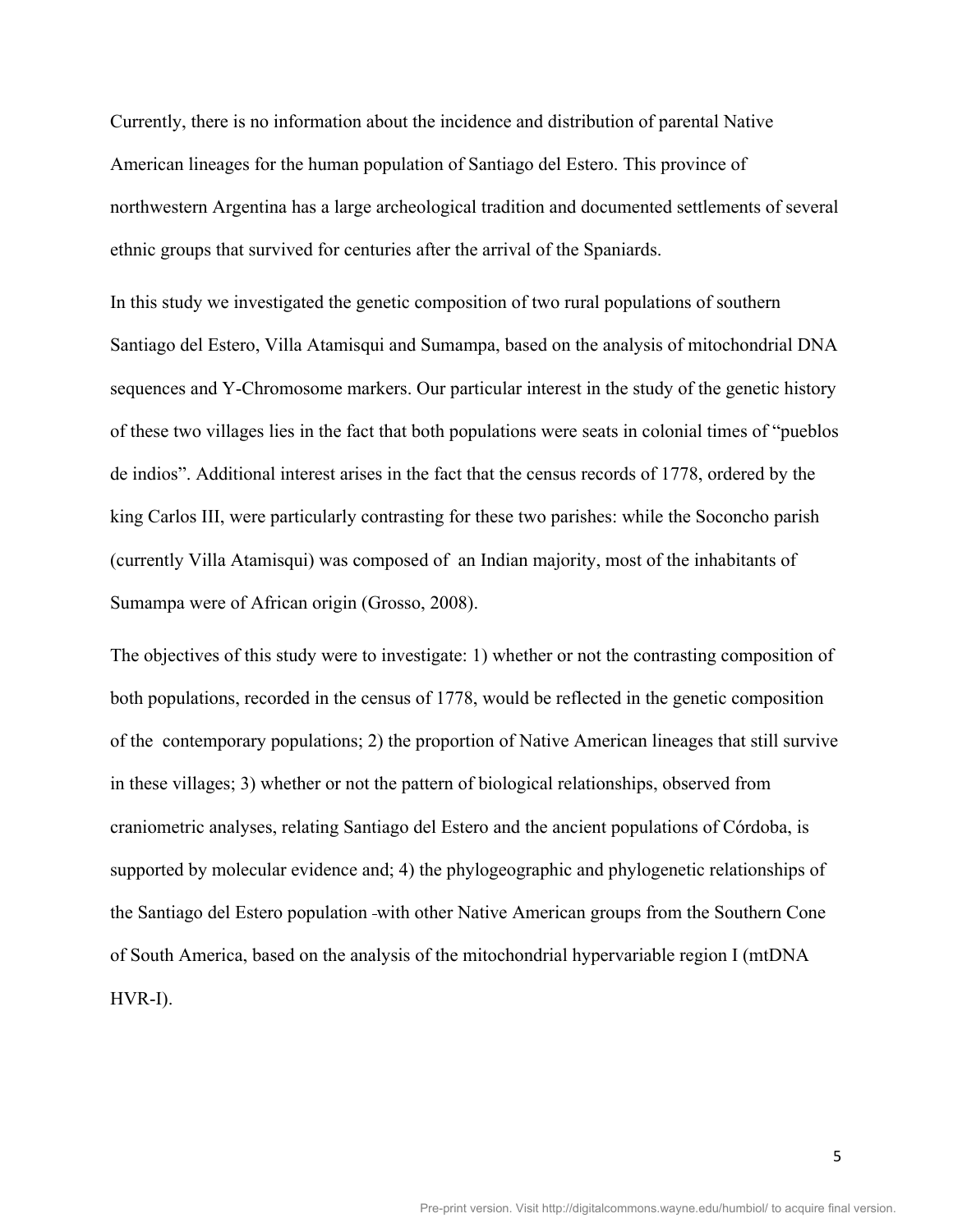Currently, there is no information about the incidence and distribution of parental Native American lineages for the human population of Santiago del Estero. This province of northwestern Argentina has a large archeological tradition and documented settlements of several ethnic groups that survived for centuries after the arrival of the Spaniards.

In this study we investigated the genetic composition of two rural populations of southern Santiago del Estero, Villa Atamisqui and Sumampa, based on the analysis of mitochondrial DNA sequences and Y-Chromosome markers. Our particular interest in the study of the genetic history of these two villages lies in the fact that both populations were seats in colonial times of "pueblos de indios". Additional interest arises in the fact that the census records of 1778, ordered by the king Carlos III, were particularly contrasting for these two parishes: while the Soconcho parish (currently Villa Atamisqui) was composed of an Indian majority, most of the inhabitants of Sumampa were of African origin (Grosso, 2008).

The objectives of this study were to investigate: 1) whether or not the contrasting composition of both populations, recorded in the census of 1778, would be reflected in the genetic composition of the contemporary populations; 2) the proportion of Native American lineages that still survive in these villages; 3) whether or not the pattern of biological relationships, observed from craniometric analyses, relating Santiago del Estero and the ancient populations of Córdoba, is supported by molecular evidence and; 4) the phylogeographic and phylogenetic relationships of the Santiago del Estero population with other Native American groups from the Southern Cone of South America, based on the analysis of the mitochondrial hypervariable region I (mtDNA HVR-I).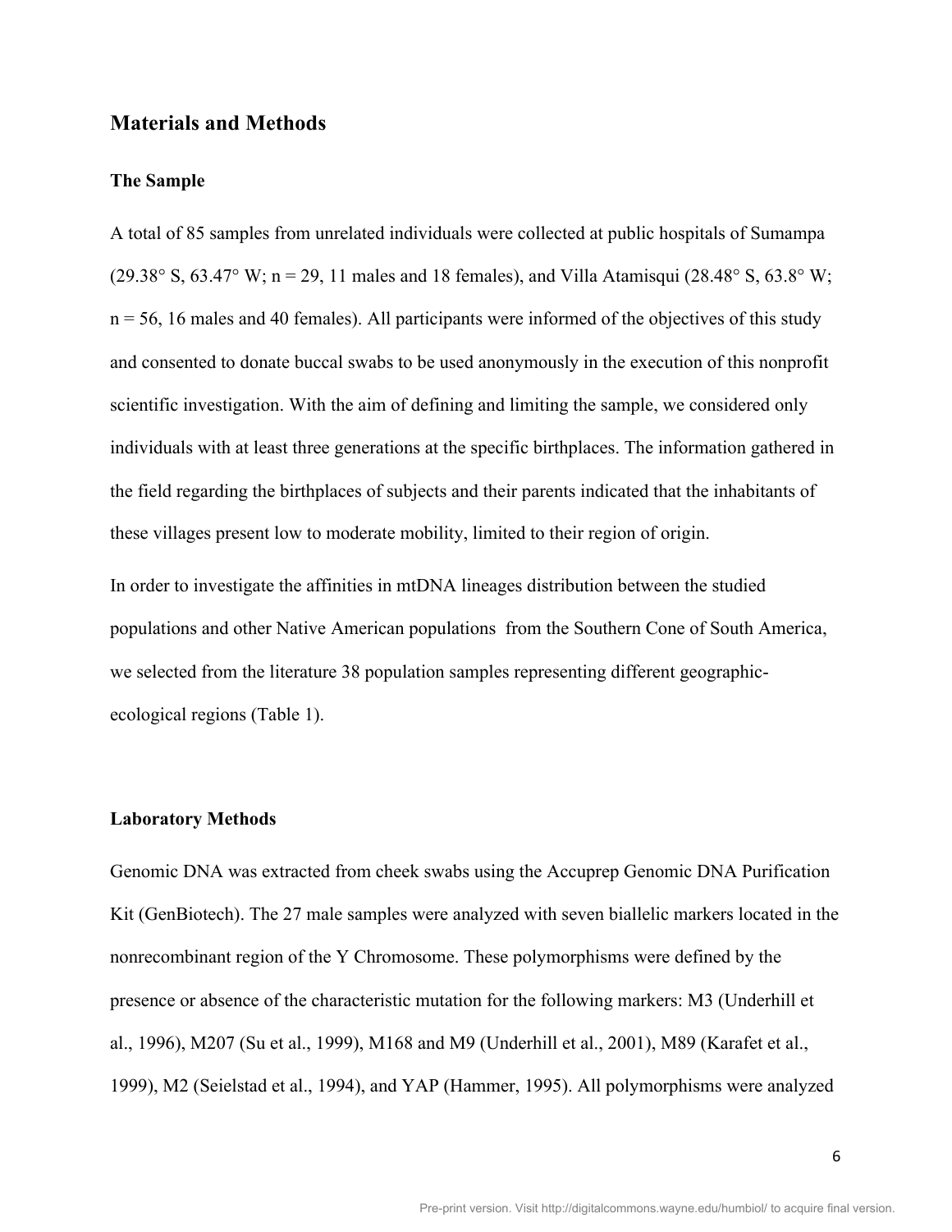## Materials and Methods

### The Sample

A total of 85 samples from unrelated individuals were collected at public hospitals of Sumampa (29.38° S, 63.47° W; n = 29, 11 males and 18 females), and Villa Atamisqui (28.48° S, 63.8° W; n = 56, 16 males and 40 females). All participants were informed of the objectives of this study and consented to donate buccal swabs to be used anonymously in the execution of this nonprofit scientific investigation. With the aim of defining and limiting the sample, we considered only individuals with at least three generations at the specific birthplaces. The information gathered in the field regarding the birthplaces of subjects and their parents indicated that the inhabitants of these villages present low to moderate mobility, limited to their region of origin.

In order to investigate the affinities in mtDNA lineages distribution between the studied populations and other Native American populations from the Southern Cone of South America, we selected from the literature 38 population samples representing different geographic-ecological regions (Table 1).

### Laboratory Methods

Genomic DNA was extracted from cheek swabs using the Accuprep Genomic DNA Purification Kit (GenBiotech). The 27 male samples were analyzed with seven biallelic markers located in the nonrecombinant region of the Y Chromosome. These polymorphisms were defined by the presence or absence of the characteristic mutation for the following markers: M3 (Underhill et al., 1996), M207 (Su et al., 1999), M168 and M9 (Underhill et al., 2001), M89 (Karafet et al., 1999), M2 (Seielstad et al., 1994), and YAP (Hammer, 1995). All polymorphisms were analyzed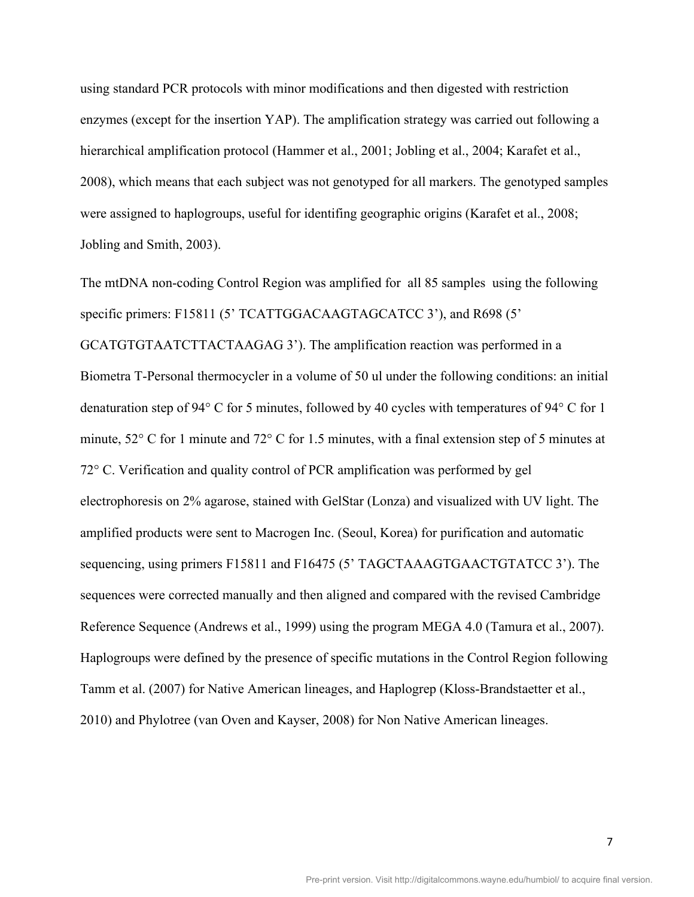using standard PCR protocols with minor modifications and then digested with restriction enzymes (except for the insertion YAP). The amplification strategy was carried out following a hierarchical amplification protocol (Hammer et al., 2001; Jobling et al., 2004; Karafet et al., 2008), which means that each subject was not genotyped for all markers. The genotyped samples were assigned to haplogroups, useful for identifing geographic origins (Karafet et al., 2008; Jobling and Smith, 2003).

The mtDNA non-coding Control Region was amplified for all 85 samples using the following specific primers: F15811 (5' TCATTGGACAAGTAGCATCC 3'), and R698 (5' GCATGTGTAATCTTACTAAGAG 3'). The amplification reaction was performed in a Biometra T-Personal thermocycler in a volume of 50 ul under the following conditions: an initial denaturation step of 94° C for 5 minutes, followed by 40 cycles with temperatures of 94° C for 1 minute, 52° C for 1 minute and 72° C for 1.5 minutes, with a final extension step of 5 minutes at 72° C. Verification and quality control of PCR amplification was performed by gel electrophoresis on 2% agarose, stained with GelStar (Lonza) and visualized with UV light. The amplified products were sent to Macrogen Inc. (Seoul, Korea) for purification and automatic sequencing, using primers F15811 and F16475 (5' TAGCTAAAGTGAACTGTATCC 3'). The sequences were corrected manually and then aligned and compared with the revised Cambridge Reference Sequence (Andrews et al., 1999) using the program MEGA 4.0 (Tamura et al., 2007). Haplogroups were defined by the presence of specific mutations in the Control Region following Tamm et al. (2007) for Native American lineages, and Haplogrep (Kloss-Brandstaetter et al., 2010) and Phylotree (van Oven and Kayser, 2008) for Non Native American lineages.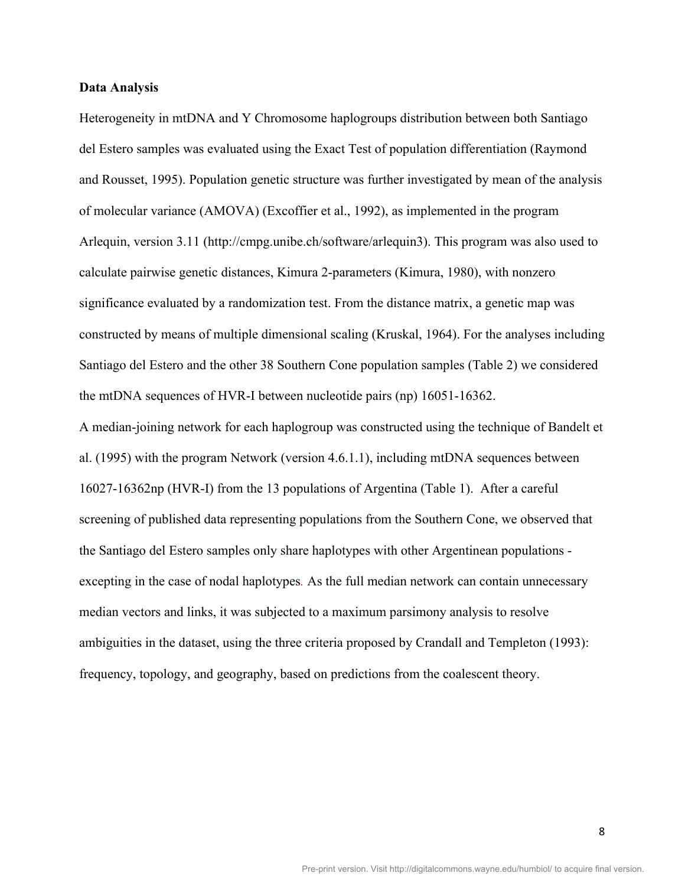**Data Analysis**

Heterogeneity in mtDNA and Y Chromosome haplogroups distribution between both Santiago del Estero samples was evaluated using the Exact Test of population differentiation (Raymond and Rousset, 1995). Population genetic structure was further investigated by mean of the analysis of molecular variance (AMOVA) (Excoffier et al., 1992), as implemented in the program Arlequin, version 3.11 (http://cmpg.unibe.ch/software/arlequin3). This program was also used to calculate pairwise genetic distances, Kimura 2-parameters (Kimura, 1980), with nonzero significance evaluated by a randomization test. From the distance matrix, a genetic map was constructed by means of multiple dimensional scaling (Kruskal, 1964). For the analyses including Santiago del Estero and the other 38 Southern Cone population samples (Table 2) we considered the mtDNA sequences of HVR-I between nucleotide pairs (np) 16051-16362.

A median-joining network for each haplogroup was constructed using the technique of Bandelt et al. (1995) with the program Network (version 4.6.1.1), including mtDNA sequences between 16027-16362np (HVR-I) from the 13 populations of Argentina (Table 1). After a careful screening of published data representing populations from the Southern Cone, we observed that the Santiago del Estero samples only share haplotypes with other Argentinean populations - excepting in the case of nodal haplotypes. As the full median network can contain unnecessary median vectors and links, it was subjected to a maximum parsimony analysis to resolve ambiguities in the dataset, using the three criteria proposed by Crandall and Templeton (1993): frequency, topology, and geography, based on predictions from the coalescent theory.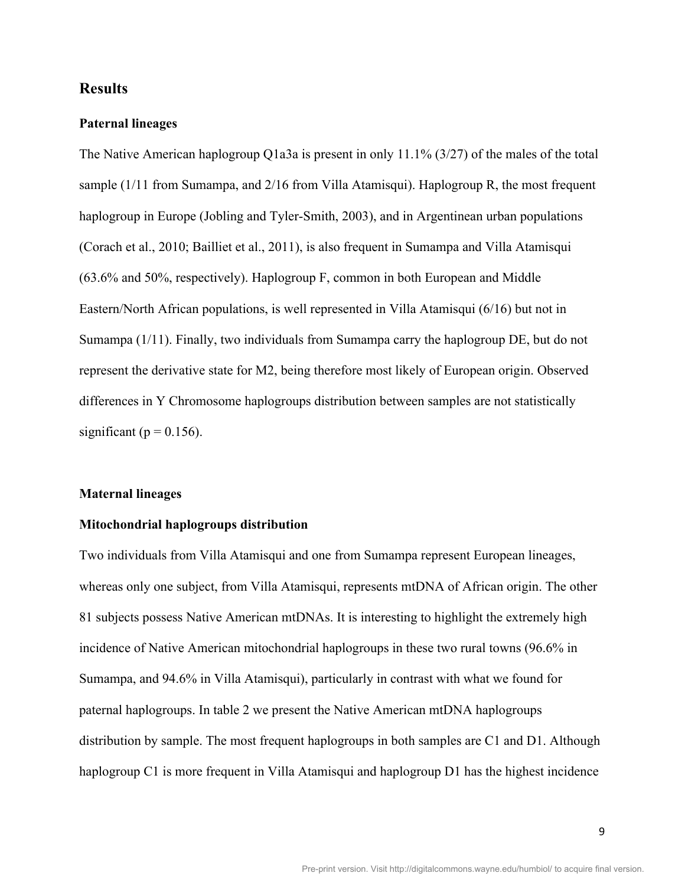## Results

### Paternal lineages

The Native American haplogroup Q1a3a is present in only 11.1% (3/27) of the males of the total sample (1/11 from Sumampa, and 2/16 from Villa Atamisqui). Haplogroup R, the most frequent haplogroup in Europe (Jobling and Tyler-Smith, 2003), and in Argentinean urban populations (Corach et al., 2010; Bailliet et al., 2011), is also frequent in Sumampa and Villa Atamisqui (63.6% and 50%, respectively). Haplogroup F, common in both European and Middle Eastern/North African populations, is well represented in Villa Atamisqui (6/16) but not in Sumampa (1/11). Finally, two individuals from Sumampa carry the haplogroup DE, but do not represent the derivative state for M2, being therefore most likely of European origin. Observed differences in Y Chromosome haplogroups distribution between samples are not statistically significant ($p = 0.156$).

### Maternal lineages

### Mitochondrial haplogroups distribution

Two individuals from Villa Atamisqui and one from Sumampa represent European lineages, whereas only one subject, from Villa Atamisqui, represents mtDNA of African origin. The other 81 subjects possess Native American mtDNAs. It is interesting to highlight the extremely high incidence of Native American mitochondrial haplogroups in these two rural towns (96.6% in Sumampa, and 94.6% in Villa Atamisqui), particularly in contrast with what we found for paternal haplogroups. In table 2 we present the Native American mtDNA haplogroups distribution by sample. The most frequent haplogroups in both samples are C1 and D1. Although haplogroup C1 is more frequent in Villa Atamisqui and haplogroup D1 has the highest incidence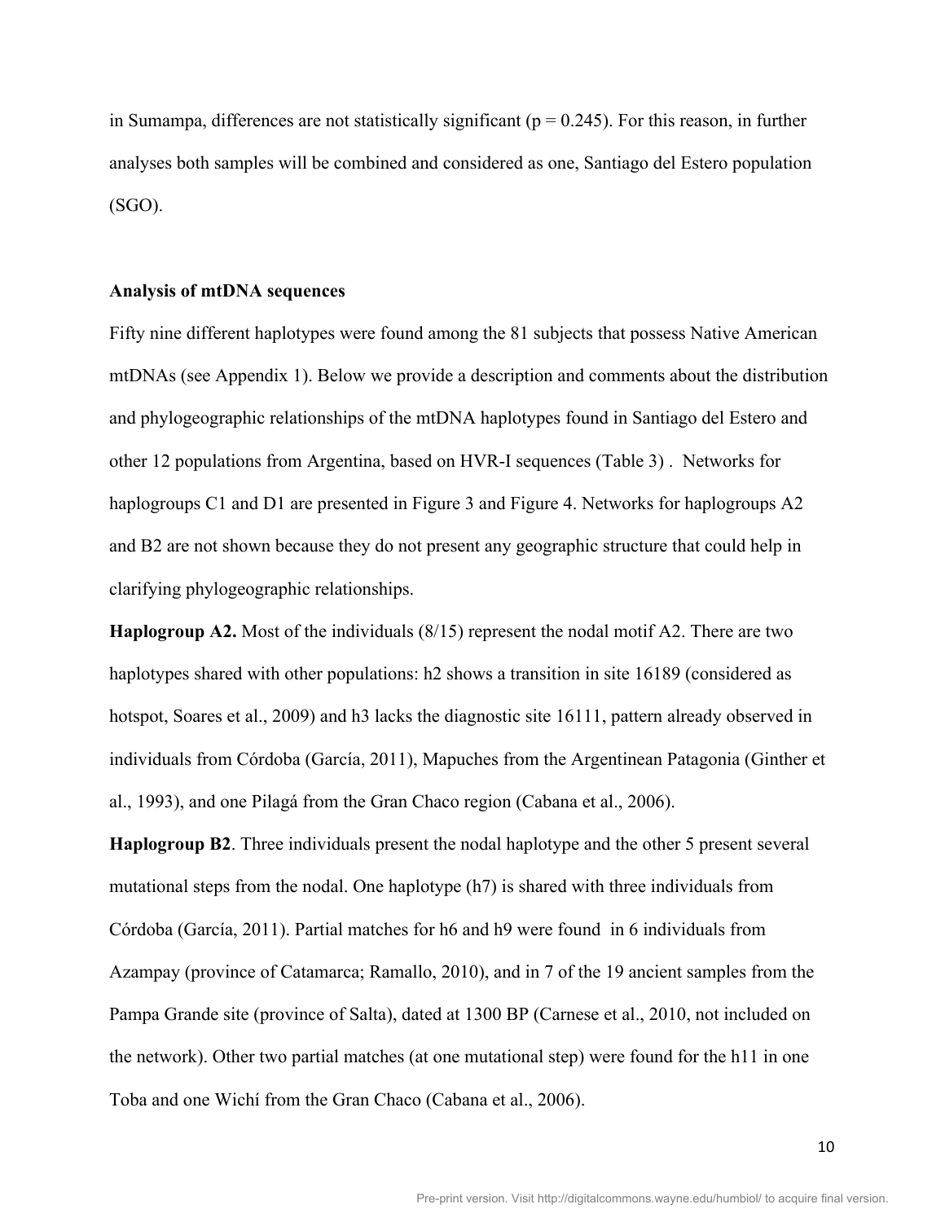in Sumampa, differences are not statistically significant ($p = 0.245$). For this reason, in further analyses both samples will be combined and considered as one, Santiago del Estero population (SGO).

## Analysis of mtDNA sequences

Fifty nine different haplotypes were found among the 81 subjects that possess Native American mtDNAs (see Appendix 1). Below we provide a description and comments about the distribution and phylogeographic relationships of the mtDNA haplotypes found in Santiago del Estero and other 12 populations from Argentina, based on HVR-I sequences (Table 3) . Networks for haplogroups C1 and D1 are presented in Figure 3 and Figure 4. Networks for haplogroups A2 and B2 are not shown because they do not present any geographic structure that could help in clarifying phylogeographic relationships.

**Haplogroup A2.** Most of the individuals (8/15) represent the nodal motif A2. There are two haplotypes shared with other populations: h2 shows a transition in site 16189 (considered as hotspot, Soares et al., 2009) and h3 lacks the diagnostic site 16111, pattern already observed in individuals from Córdoba (García, 2011), Mapuches from the Argentinean Patagonia (Ginther et al., 1993), and one Pilagá from the Gran Chaco region (Cabana et al., 2006).

**Haplogroup B2**. Three individuals present the nodal haplotype and the other 5 present several mutational steps from the nodal. One haplotype (h7) is shared with three individuals from Córdoba (García, 2011). Partial matches for h6 and h9 were found in 6 individuals from Azampay (province of Catamarca; Ramallo, 2010), and in 7 of the 19 ancient samples from the Pampa Grande site (province of Salta), dated at 1300 BP (Carnese et al., 2010, not included on the network). Other two partial matches (at one mutational step) were found for the h11 in one Toba and one Wichí from the Gran Chaco (Cabana et al., 2006).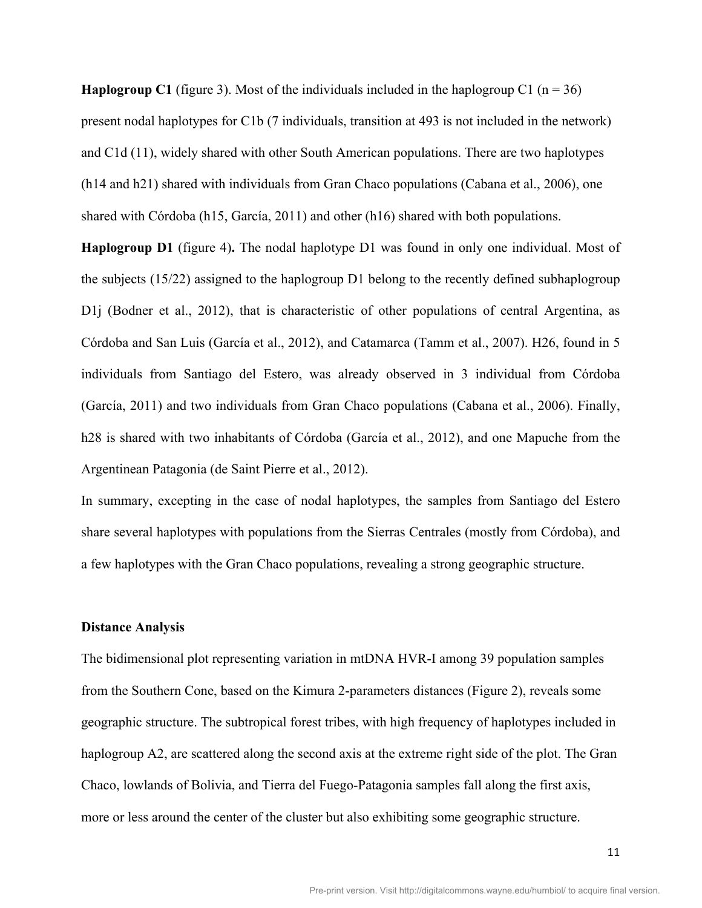**Haplogroup C1** (figure 3). Most of the individuals included in the haplogroup C1 (n = 36) present nodal haplotypes for C1b (7 individuals, transition at 493 is not included in the network) and C1d (11), widely shared with other South American populations. There are two haplotypes (h14 and h21) shared with individuals from Gran Chaco populations (Cabana et al., 2006), one shared with Córdoba (h15, García, 2011) and other (h16) shared with both populations.

**Haplogroup D1** (figure 4). The nodal haplotype D1 was found in only one individual. Most of the subjects (15/22) assigned to the haplogroup D1 belong to the recently defined subhaplogroup D1j (Bodner et al., 2012), that is characteristic of other populations of central Argentina, as Córdoba and San Luis (García et al., 2012), and Catamarca (Tamm et al., 2007). H26, found in 5 individuals from Santiago del Estero, was already observed in 3 individual from Córdoba (García, 2011) and two individuals from Gran Chaco populations (Cabana et al., 2006). Finally, h28 is shared with two inhabitants of Córdoba (García et al., 2012), and one Mapuche from the Argentinean Patagonia (de Saint Pierre et al., 2012).

In summary, excepting in the case of nodal haplotypes, the samples from Santiago del Estero share several haplotypes with populations from the Sierras Centrales (mostly from Córdoba), and a few haplotypes with the Gran Chaco populations, revealing a strong geographic structure.

**Distance Analysis**

The bidimensional plot representing variation in mtDNA HVR-I among 39 population samples from the Southern Cone, based on the Kimura 2-parameters distances (Figure 2), reveals some geographic structure. The subtropical forest tribes, with high frequency of haplotypes included in haplogroup A2, are scattered along the second axis at the extreme right side of the plot. The Gran Chaco, lowlands of Bolivia, and Tierra del Fuego-Patagonia samples fall along the first axis, more or less around the center of the cluster but also exhibiting some geographic structure.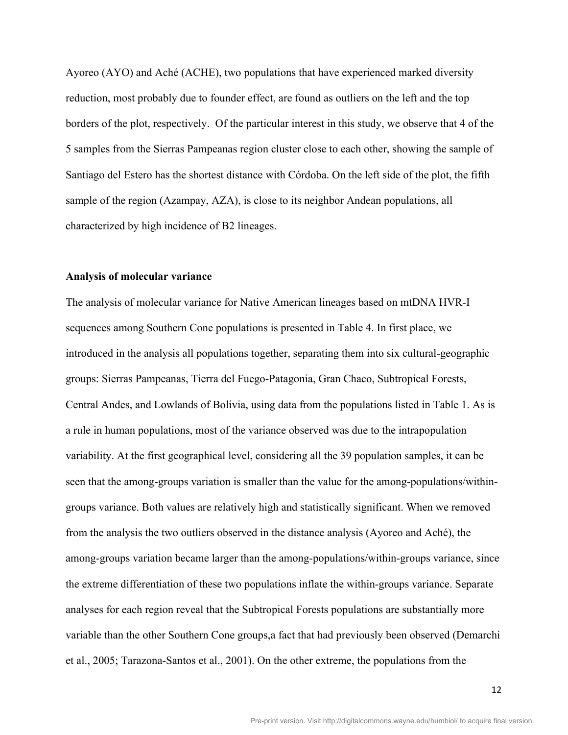Ayoreo (AYO) and Aché (ACHE), two populations that have experienced marked diversity reduction, most probably due to founder effect, are found as outliers on the left and the top borders of the plot, respectively. Of the particular interest in this study, we observe that 4 of the 5 samples from the Sierras Pampeanas region cluster close to each other, showing the sample of Santiago del Estero has the shortest distance with Córdoba. On the left side of the plot, the fifth sample of the region (Azampay, AZA), is close to its neighbor Andean populations, all characterized by high incidence of B2 lineages.

**Analysis of molecular variance**

The analysis of molecular variance for Native American lineages based on mtDNA HVR-I sequences among Southern Cone populations is presented in Table 4. In first place, we introduced in the analysis all populations together, separating them into six cultural-geographic groups: Sierras Pampeanas, Tierra del Fuego-Patagonia, Gran Chaco, Subtropical Forests, Central Andes, and Lowlands of Bolivia, using data from the populations listed in Table 1. As is a rule in human populations, most of the variance observed was due to the intrapopulation variability. At the first geographical level, considering all the 39 population samples, it can be seen that the among-groups variation is smaller than the value for the among-populations/within-groups variance. Both values are relatively high and statistically significant. When we removed from the analysis the two outliers observed in the distance analysis (Ayoreo and Aché), the among-groups variation became larger than the among-populations/within-groups variance, since the extreme differentiation of these two populations inflate the within-groups variance. Separate analyses for each region reveal that the Subtropical Forests populations are substantially more variable than the other Southern Cone groups,a fact that had previously been observed (Demarchi et al., 2005; Tarazona-Santos et al., 2001). On the other extreme, the populations from the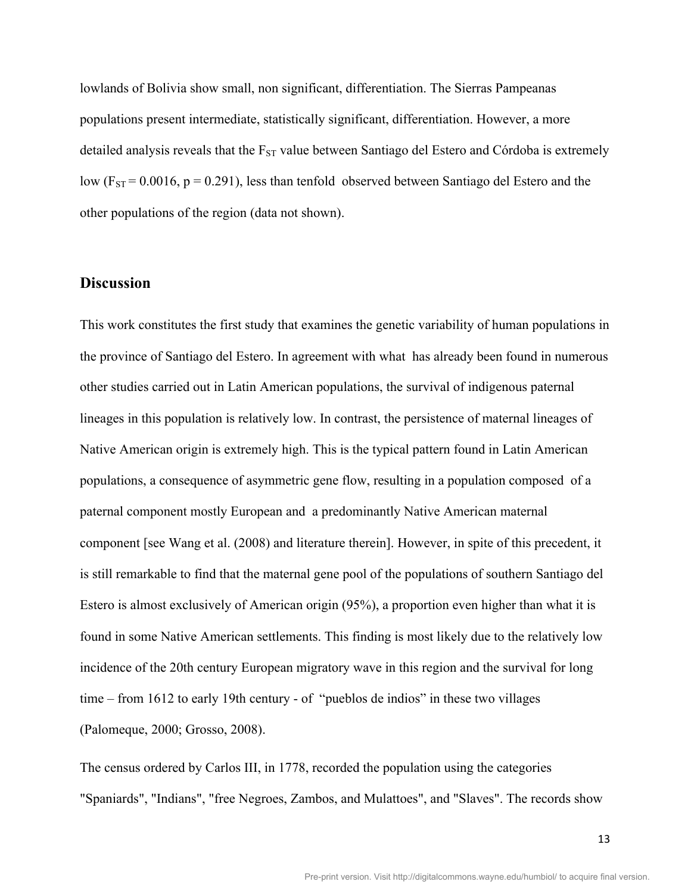lowlands of Bolivia show small, non significant, differentiation. The Sierras Pampeanas populations present intermediate, statistically significant, differentiation. However, a more detailed analysis reveals that the $F_{ST}$ value between Santiago del Estero and Córdoba is extremely low ($F_{ST} = 0.0016$, $p = 0.291$), less than tenfold observed between Santiago del Estero and the other populations of the region (data not shown).

## Discussion

This work constitutes the first study that examines the genetic variability of human populations in the province of Santiago del Estero. In agreement with what has already been found in numerous other studies carried out in Latin American populations, the survival of indigenous paternal lineages in this population is relatively low. In contrast, the persistence of maternal lineages of Native American origin is extremely high. This is the typical pattern found in Latin American populations, a consequence of asymmetric gene flow, resulting in a population composed of a paternal component mostly European and a predominantly Native American maternal component [see Wang et al. (2008) and literature therein]. However, in spite of this precedent, it is still remarkable to find that the maternal gene pool of the populations of southern Santiago del Estero is almost exclusively of American origin (95%), a proportion even higher than what it is found in some Native American settlements. This finding is most likely due to the relatively low incidence of the 20th century European migratory wave in this region and the survival for long time – from 1612 to early 19th century - of "pueblos de indios" in these two villages (Palomeque, 2000; Grosso, 2008).

The census ordered by Carlos III, in 1778, recorded the population using the categories "Spaniards", "Indians", "free Negroes, Zambos, and Mulattoes", and "Slaves". The records show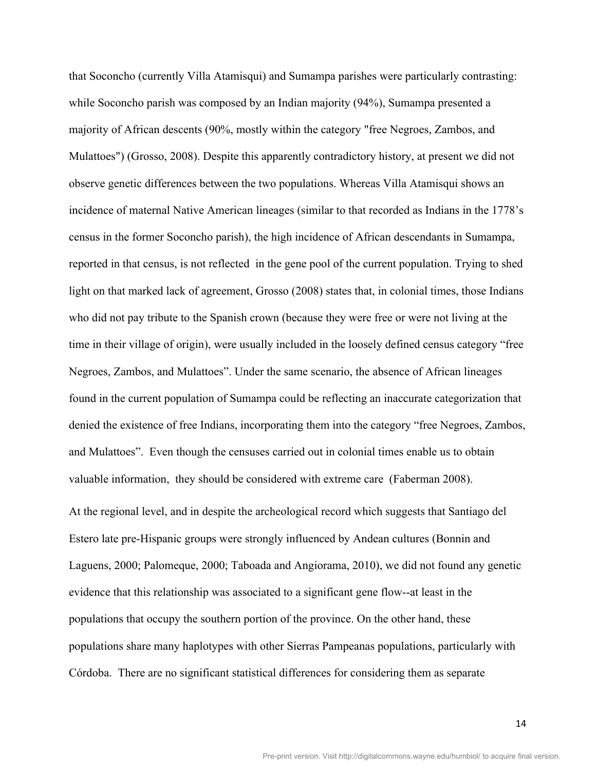that Soconcho (currently Villa Atamisqui) and Sumampa parishes were particularly contrasting: while Soconcho parish was composed by an Indian majority (94%), Sumampa presented a majority of African descents (90%, mostly within the category "free Negroes, Zambos, and Mulattoes") (Grosso, 2008). Despite this apparently contradictory history, at present we did not observe genetic differences between the two populations. Whereas Villa Atamisqui shows an incidence of maternal Native American lineages (similar to that recorded as Indians in the 1778's census in the former Soconcho parish), the high incidence of African descendants in Sumampa, reported in that census, is not reflected in the gene pool of the current population. Trying to shed light on that marked lack of agreement, Grosso (2008) states that, in colonial times, those Indians who did not pay tribute to the Spanish crown (because they were free or were not living at the time in their village of origin), were usually included in the loosely defined census category "free Negroes, Zambos, and Mulattoes". Under the same scenario, the absence of African lineages found in the current population of Sumampa could be reflecting an inaccurate categorization that denied the existence of free Indians, incorporating them into the category "free Negroes, Zambos, and Mulattoes". Even though the censuses carried out in colonial times enable us to obtain valuable information, they should be considered with extreme care (Faberman 2008).

At the regional level, and in despite the archeological record which suggests that Santiago del Estero late pre-Hispanic groups were strongly influenced by Andean cultures (Bonnin and Laguens, 2000; Palomeque, 2000; Taboada and Angiorama, 2010), we did not found any genetic evidence that this relationship was associated to a significant gene flow--at least in the populations that occupy the southern portion of the province. On the other hand, these populations share many haplotypes with other Sierras Pampeanas populations, particularly with Córdoba. There are no significant statistical differences for considering them as separate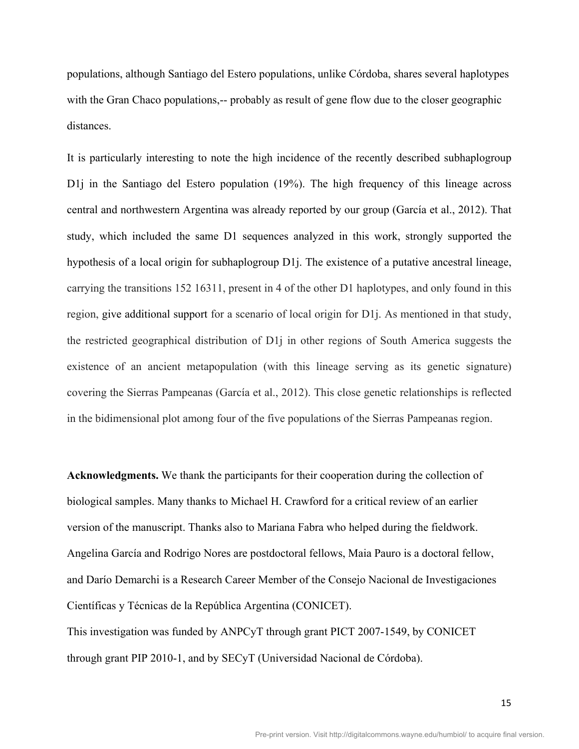populations, although Santiago del Estero populations, unlike Córdoba, shares several haplotypes with the Gran Chaco populations,-- probably as result of gene flow due to the closer geographic distances.

It is particularly interesting to note the high incidence of the recently described subhaplogroup D1j in the Santiago del Estero population (19%). The high frequency of this lineage across central and northwestern Argentina was already reported by our group (García et al., 2012). That study, which included the same D1 sequences analyzed in this work, strongly supported the hypothesis of a local origin for subhaplogroup D1j. The existence of a putative ancestral lineage, carrying the transitions 152 16311, present in 4 of the other D1 haplotypes, and only found in this region, give additional support for a scenario of local origin for D1j. As mentioned in that study, the restricted geographical distribution of D1j in other regions of South America suggests the existence of an ancient metapopulation (with this lineage serving as its genetic signature) covering the Sierras Pampeanas (García et al., 2012). This close genetic relationships is reflected in the bidimensional plot among four of the five populations of the Sierras Pampeanas region.

**Acknowledgments.** We thank the participants for their cooperation during the collection of biological samples. Many thanks to Michael H. Crawford for a critical review of an earlier version of the manuscript. Thanks also to Mariana Fabra who helped during the fieldwork. Angelina García and Rodrigo Nores are postdoctoral fellows, Maia Pauro is a doctoral fellow, and Darío Demarchi is a Research Career Member of the Consejo Nacional de Investigaciones Científicas y Técnicas de la República Argentina (CONICET).

This investigation was funded by ANPCyT through grant PICT 2007-1549, by CONICET through grant PIP 2010-1, and by SECyT (Universidad Nacional de Córdoba).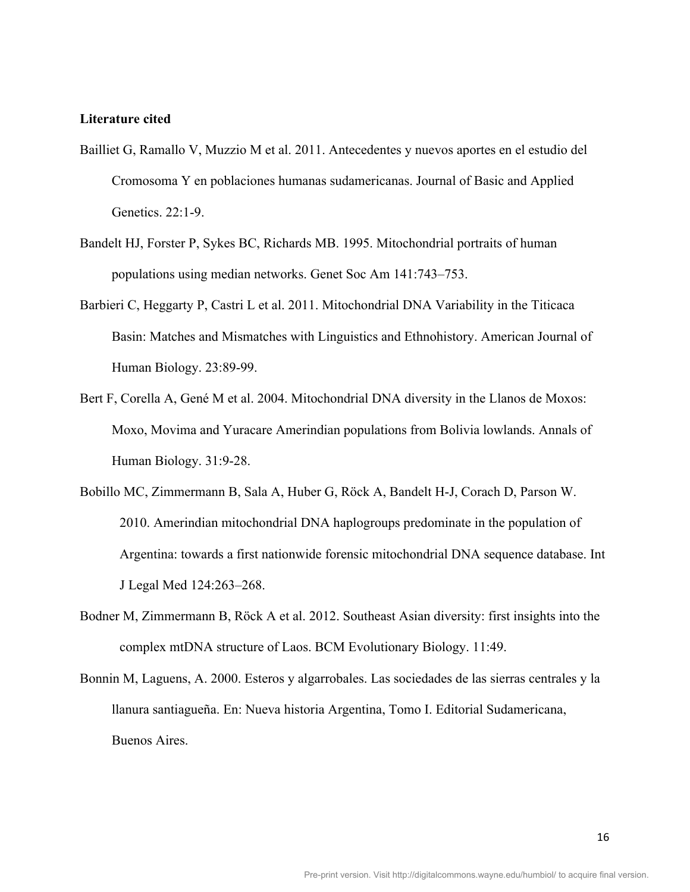**Literature cited**

Bailliet G, Ramallo V, Muzzio M et al. 2011. Antecedentes y nuevos aportes en el estudio del Cromosoma Y en poblaciones humanas sudamericanas. Journal of Basic and Applied Genetics. 22:1-9.

Bandelt HJ, Forster P, Sykes BC, Richards MB. 1995. Mitochondrial portraits of human populations using median networks. Genet Soc Am 141:743–753.

Barbieri C, Heggarty P, Castri L et al. 2011. Mitochondrial DNA Variability in the Titicaca Basin: Matches and Mismatches with Linguistics and Ethnohistory. American Journal of Human Biology. 23:89-99.

Bert F, Corella A, Gené M et al. 2004. Mitochondrial DNA diversity in the Llanos de Moxos: Moxo, Movima and Yuracare Amerindian populations from Bolivia lowlands. Annals of Human Biology. 31:9-28.

Bobillo MC, Zimmermann B, Sala A, Huber G, Röck A, Bandelt H-J, Corach D, Parson W. 2010. Amerindian mitochondrial DNA haplogroups predominate in the population of Argentina: towards a first nationwide forensic mitochondrial DNA sequence database. Int J Legal Med 124:263–268.

Bodner M, Zimmermann B, Röck A et al. 2012. Southeast Asian diversity: first insights into the complex mtDNA structure of Laos. BCM Evolutionary Biology. 11:49.

Bonnin M, Laguens, A. 2000. Esteros y algarrobales. Las sociedades de las sierras centrales y la llanura santiagueña. En: Nueva historia Argentina, Tomo I. Editorial Sudamericana, Buenos Aires.

Pre-print version. Visit http://digitalcommons.wayne.edu/humbiol/ to acquire final version.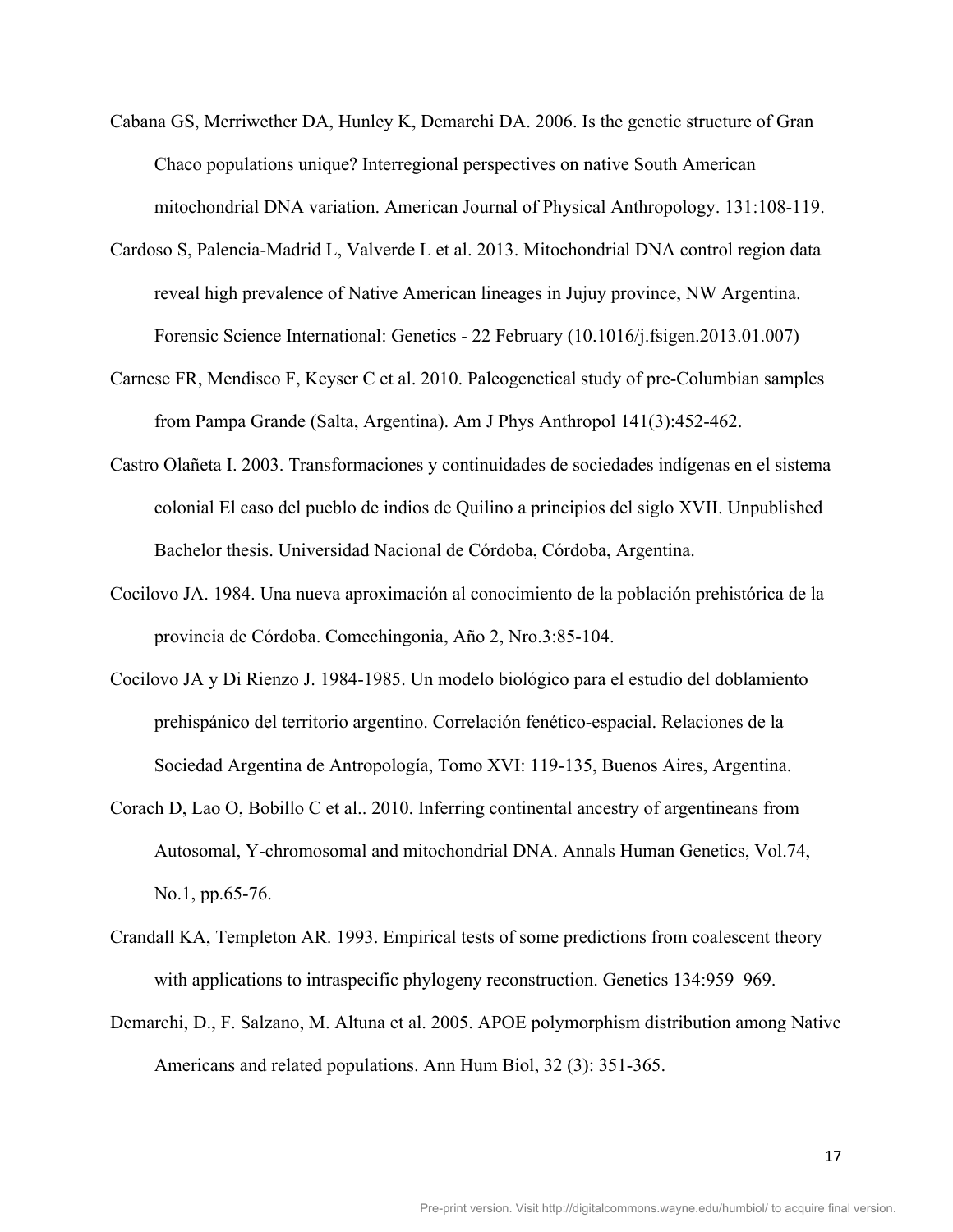Cabana GS, Merriwether DA, Hunley K, Demarchi DA. 2006. Is the genetic structure of Gran Chaco populations unique? Interregional perspectives on native South American mitochondrial DNA variation. American Journal of Physical Anthropology. 131:108-119.

Cardoso S, Palencia-Madrid L, Valverde L et al. 2013. Mitochondrial DNA control region data reveal high prevalence of Native American lineages in Jujuy province, NW Argentina. Forensic Science International: Genetics - 22 February (10.1016/j.fsigen.2013.01.007)

Carnese FR, Mendisco F, Keyser C et al. 2010. Paleogenetical study of pre-Columbian samples from Pampa Grande (Salta, Argentina). Am J Phys Anthropol 141(3):452-462.

Castro Olañeta I. 2003. Transformaciones y continuidades de sociedades indígenas en el sistema colonial El caso del pueblo de indios de Quilino a principios del siglo XVII. Unpublished Bachelor thesis. Universidad Nacional de Córdoba, Córdoba, Argentina.

Cocilovo JA. 1984. Una nueva aproximación al conocimiento de la población prehistórica de la provincia de Córdoba. Comechingonia, Año 2, Nro.3:85-104.

Cocilovo JA y Di Rienzo J. 1984-1985. Un modelo biológico para el estudio del doblamiento prehispánico del territorio argentino. Correlación fenético-espacial. Relaciones de la Sociedad Argentina de Antropología, Tomo XVI: 119-135, Buenos Aires, Argentina.

Corach D, Lao O, Bobillo C et al.. 2010. Inferring continental ancestry of argentineans from Autosomal, Y-chromosomal and mitochondrial DNA. Annals Human Genetics, Vol.74, No.1, pp.65-76.

Crandall KA, Templeton AR. 1993. Empirical tests of some predictions from coalescent theory with applications to intraspecific phylogeny reconstruction. Genetics 134:959–969.

Demarchi, D., F. Salzano, M. Altuna et al. 2005. APOE polymorphism distribution among Native Americans and related populations. Ann Hum Biol, 32 (3): 351-365.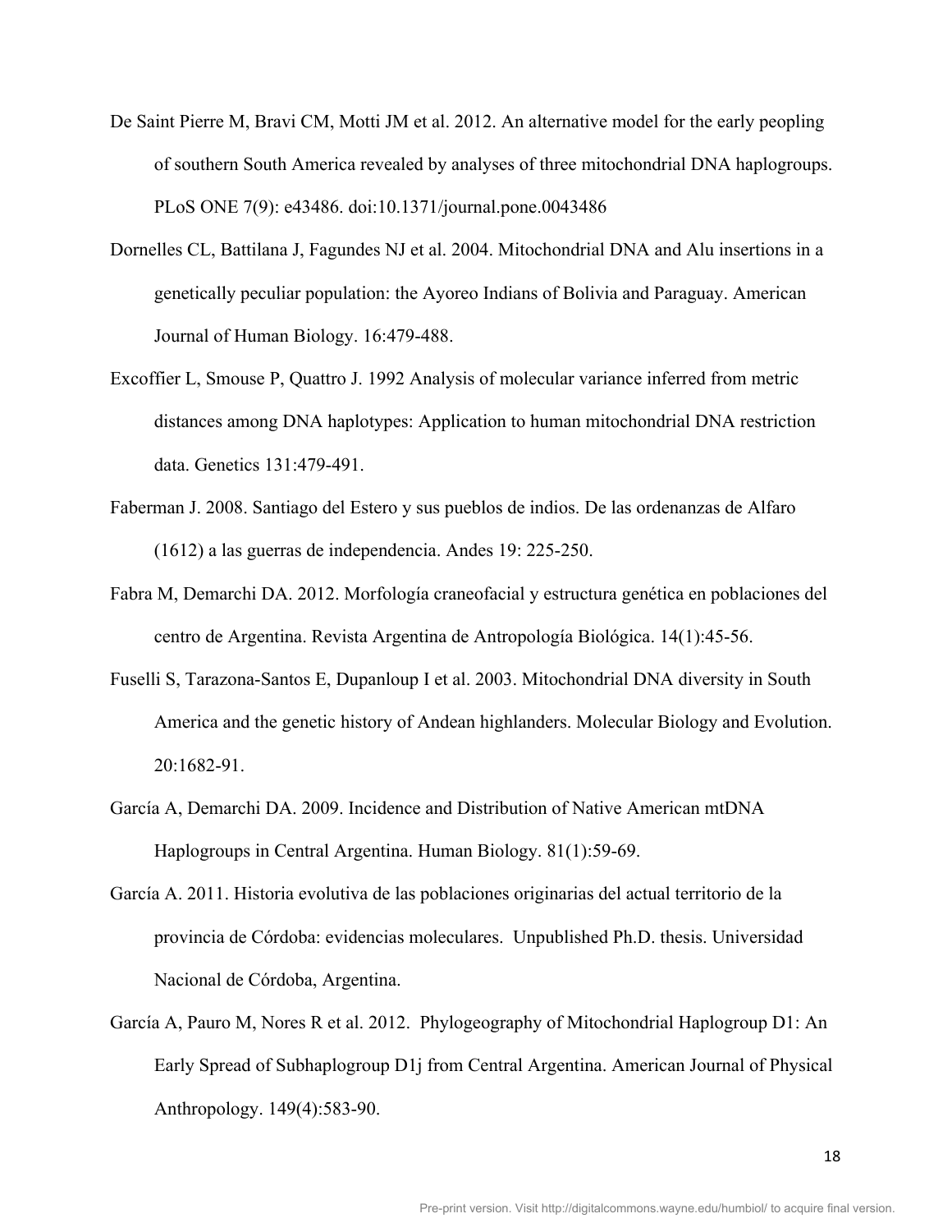De Saint Pierre M, Bravi CM, Motti JM et al. 2012. An alternative model for the early peopling of southern South America revealed by analyses of three mitochondrial DNA haplogroups. PLoS ONE 7(9): e43486. doi:10.1371/journal.pone.0043486

Dornelles CL, Battilana J, Fagundes NJ et al. 2004. Mitochondrial DNA and Alu insertions in a genetically peculiar population: the Ayoreo Indians of Bolivia and Paraguay. American Journal of Human Biology. 16:479-488.

Excoffier L, Smouse P, Quattro J. 1992 Analysis of molecular variance inferred from metric distances among DNA haplotypes: Application to human mitochondrial DNA restriction data. Genetics 131:479-491.

Faberman J. 2008. Santiago del Estero y sus pueblos de indios. De las ordenanzas de Alfaro (1612) a las guerras de independencia. Andes 19: 225-250.

Fabra M, Demarchi DA. 2012. Morfología craneofacial y estructura genética en poblaciones del centro de Argentina. Revista Argentina de Antropología Biológica. 14(1):45-56.

Fuselli S, Tarazona-Santos E, Dupanloup I et al. 2003. Mitochondrial DNA diversity in South America and the genetic history of Andean highlanders. Molecular Biology and Evolution. 20:1682-91.

García A, Demarchi DA. 2009. Incidence and Distribution of Native American mtDNA Haplogroups in Central Argentina. Human Biology. 81(1):59-69.

García A. 2011. Historia evolutiva de las poblaciones originarias del actual territorio de la provincia de Córdoba: evidencias moleculares. Unpublished Ph.D. thesis. Universidad Nacional de Córdoba, Argentina.

García A, Pauro M, Nores R et al. 2012. Phylogeography of Mitochondrial Haplogroup D1: An Early Spread of Subhaplogroup D1j from Central Argentina. American Journal of Physical Anthropology. 149(4):583-90.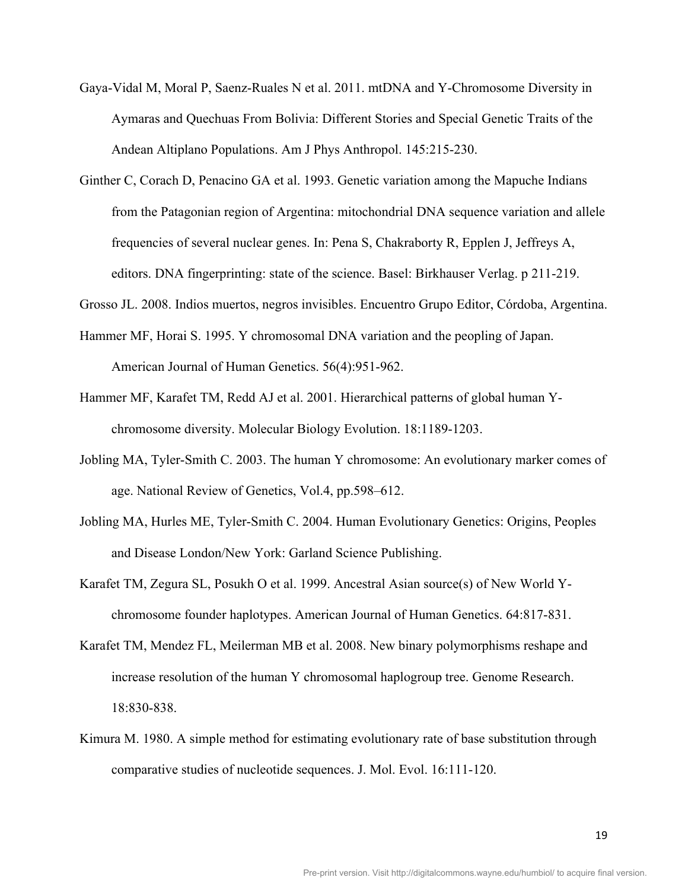Gaya-Vidal M, Moral P, Saenz-Ruales N et al. 2011. mtDNA and Y-Chromosome Diversity in Aymaras and Quechuas From Bolivia: Different Stories and Special Genetic Traits of the Andean Altiplano Populations. Am J Phys Anthropol. 145:215-230.

Ginther C, Corach D, Penacino GA et al. 1993. Genetic variation among the Mapuche Indians from the Patagonian region of Argentina: mitochondrial DNA sequence variation and allele frequencies of several nuclear genes. In: Pena S, Chakraborty R, Epplen J, Jeffreys A, editors. DNA fingerprinting: state of the science. Basel: Birkhauser Verlag. p 211-219.

Grosso JL. 2008. Indios muertos, negros invisibles. Encuentro Grupo Editor, Córdoba, Argentina.

Hammer MF, Horai S. 1995. Y chromosomal DNA variation and the peopling of Japan. American Journal of Human Genetics. 56(4):951-962.

Hammer MF, Karafet TM, Redd AJ et al. 2001. Hierarchical patterns of global human Y-chromosome diversity. Molecular Biology Evolution. 18:1189-1203.

Jobling MA, Tyler-Smith C. 2003. The human Y chromosome: An evolutionary marker comes of age. National Review of Genetics, Vol.4, pp.598–612.

Jobling MA, Hurles ME, Tyler-Smith C. 2004. Human Evolutionary Genetics: Origins, Peoples and Disease London/New York: Garland Science Publishing.

Karafet TM, Zegura SL, Posukh O et al. 1999. Ancestral Asian source(s) of New World Y-chromosome founder haplotypes. American Journal of Human Genetics. 64:817-831.

Karafet TM, Mendez FL, Meilerman MB et al. 2008. New binary polymorphisms reshape and increase resolution of the human Y chromosomal haplogroup tree. Genome Research. 18:830-838.

Kimura M. 1980. A simple method for estimating evolutionary rate of base substitution through comparative studies of nucleotide sequences. J. Mol. Evol. 16:111-120.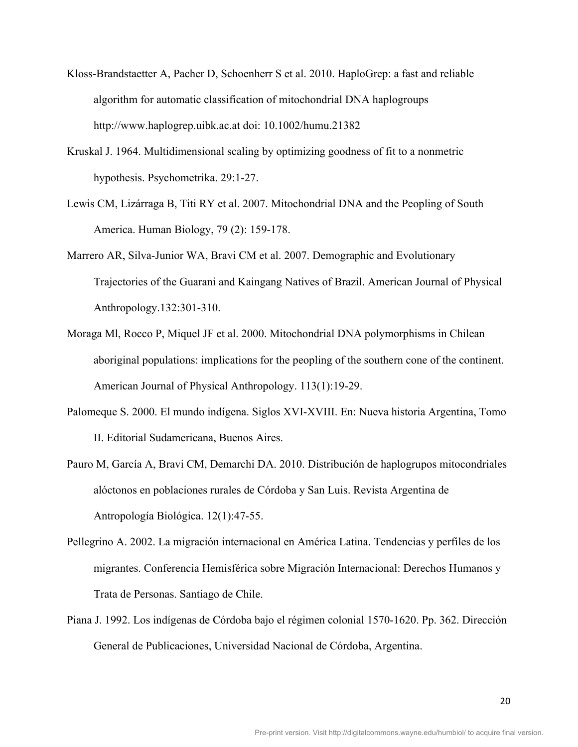Kloss-Brandstaetter A, Pacher D, Schoenherr S et al. 2010. HaploGrep: a fast and reliable algorithm for automatic classification of mitochondrial DNA haplogroups http://www.haplogrep.uibk.ac.at doi: 10.1002/humu.21382

Kruskal J. 1964. Multidimensional scaling by optimizing goodness of fit to a nonmetric hypothesis. Psychometrika. 29:1-27.

Lewis CM, Lizárraga B, Titi RY et al. 2007. Mitochondrial DNA and the Peopling of South America. Human Biology, 79 (2): 159-178.

Marrero AR, Silva-Junior WA, Bravi CM et al. 2007. Demographic and Evolutionary Trajectories of the Guarani and Kaingang Natives of Brazil. American Journal of Physical Anthropology.132:301-310.

Moraga Ml, Rocco P, Miquel JF et al. 2000. Mitochondrial DNA polymorphisms in Chilean aboriginal populations: implications for the peopling of the southern cone of the continent. American Journal of Physical Anthropology. 113(1):19-29.

Palomeque S. 2000. El mundo indígena. Siglos XVI-XVIII. En: Nueva historia Argentina, Tomo II. Editorial Sudamericana, Buenos Aires.

Pauro M, García A, Bravi CM, Demarchi DA. 2010. Distribución de haplogrupos mitocondriales alóctonos en poblaciones rurales de Córdoba y San Luis. Revista Argentina de Antropología Biológica. 12(1):47-55.

Pellegrino A. 2002. La migración internacional en América Latina. Tendencias y perfiles de los migrantes. Conferencia Hemisférica sobre Migración Internacional: Derechos Humanos y Trata de Personas. Santiago de Chile.

Piana J. 1992. Los indígenas de Córdoba bajo el régimen colonial 1570-1620. Pp. 362. Dirección General de Publicaciones, Universidad Nacional de Córdoba, Argentina.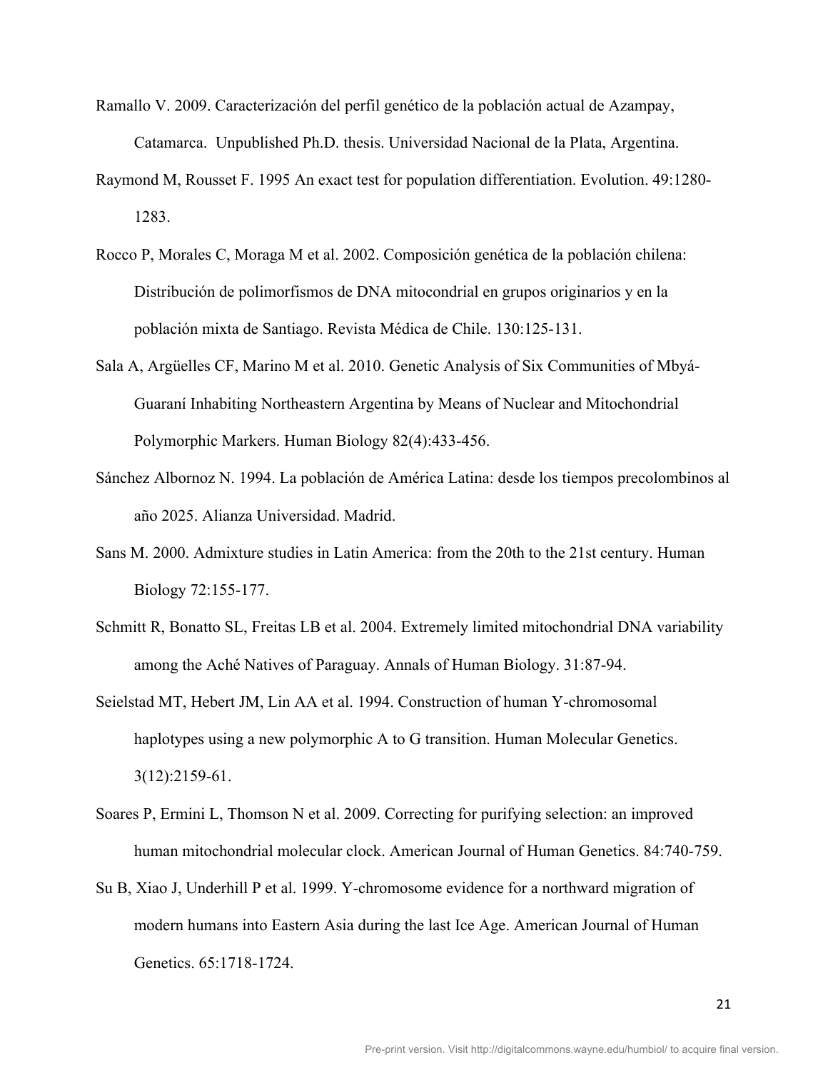Ramallo V. 2009. Caracterización del perfil genético de la población actual de Azampay, Catamarca. Unpublished Ph.D. thesis. Universidad Nacional de la Plata, Argentina.

Raymond M, Rousset F. 1995 An exact test for population differentiation. Evolution. 49:1280-1283.

Rocco P, Morales C, Moraga M et al. 2002. Composición genética de la población chilena: Distribución de polimorfismos de DNA mitocondrial en grupos originarios y en la población mixta de Santiago. Revista Médica de Chile. 130:125-131.

Sala A, Argüelles CF, Marino M et al. 2010. Genetic Analysis of Six Communities of Mbyá-Guaraní Inhabiting Northeastern Argentina by Means of Nuclear and Mitochondrial Polymorphic Markers. Human Biology 82(4):433-456.

Sánchez Albornoz N. 1994. La población de América Latina: desde los tiempos precolombinos al año 2025. Alianza Universidad. Madrid.

Sans M. 2000. Admixture studies in Latin America: from the 20th to the 21st century. Human Biology 72:155-177.

Schmitt R, Bonatto SL, Freitas LB et al. 2004. Extremely limited mitochondrial DNA variability among the Aché Natives of Paraguay. Annals of Human Biology. 31:87-94.

Seielstad MT, Hebert JM, Lin AA et al. 1994. Construction of human Y-chromosomal haplotypes using a new polymorphic A to G transition. Human Molecular Genetics. 3(12):2159-61.

Soares P, Ermini L, Thomson N et al. 2009. Correcting for purifying selection: an improved human mitochondrial molecular clock. American Journal of Human Genetics. 84:740-759.

Su B, Xiao J, Underhill P et al. 1999. Y-chromosome evidence for a northward migration of modern humans into Eastern Asia during the last Ice Age. American Journal of Human Genetics. 65:1718-1724.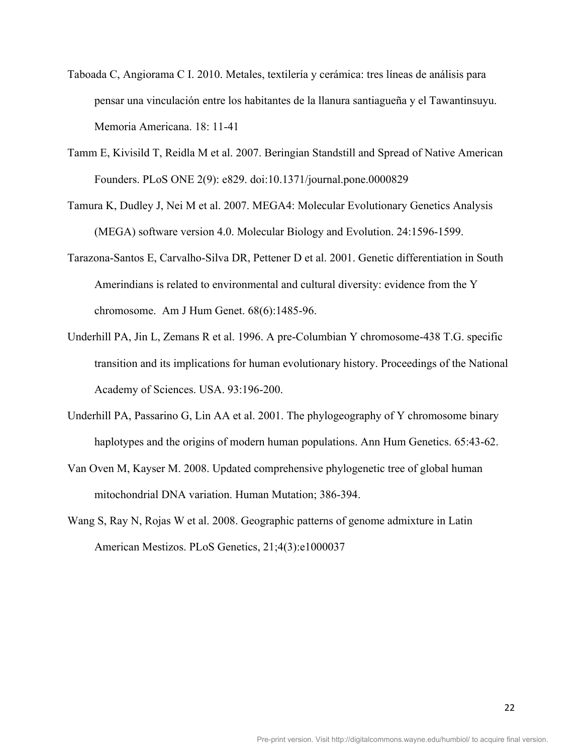Taboada C, Angiorama C I. 2010. Metales, textilería y cerámica: tres líneas de análisis para pensar una vinculación entre los habitantes de la llanura santiagueña y el Tawantinsuyu. Memoria Americana. 18: 11-41

Tamm E, Kivisild T, Reidla M et al. 2007. Beringian Standstill and Spread of Native American Founders. PLoS ONE 2(9): e829. doi:10.1371/journal.pone.0000829

Tamura K, Dudley J, Nei M et al. 2007. MEGA4: Molecular Evolutionary Genetics Analysis (MEGA) software version 4.0. Molecular Biology and Evolution. 24:1596-1599.

Tarazona-Santos E, Carvalho-Silva DR, Pettener D et al. 2001. Genetic differentiation in South Amerindians is related to environmental and cultural diversity: evidence from the Y chromosome. Am J Hum Genet. 68(6):1485-96.

Underhill PA, Jin L, Zemans R et al. 1996. A pre-Columbian Y chromosome-438 T.G. specific transition and its implications for human evolutionary history. Proceedings of the National Academy of Sciences. USA. 93:196-200.

Underhill PA, Passarino G, Lin AA et al. 2001. The phylogeography of Y chromosome binary haplotypes and the origins of modern human populations. Ann Hum Genetics. 65:43-62.

Van Oven M, Kayser M. 2008. Updated comprehensive phylogenetic tree of global human mitochondrial DNA variation. Human Mutation; 386-394.

Wang S, Ray N, Rojas W et al. 2008. Geographic patterns of genome admixture in Latin American Mestizos. PLoS Genetics, 21;4(3):e1000037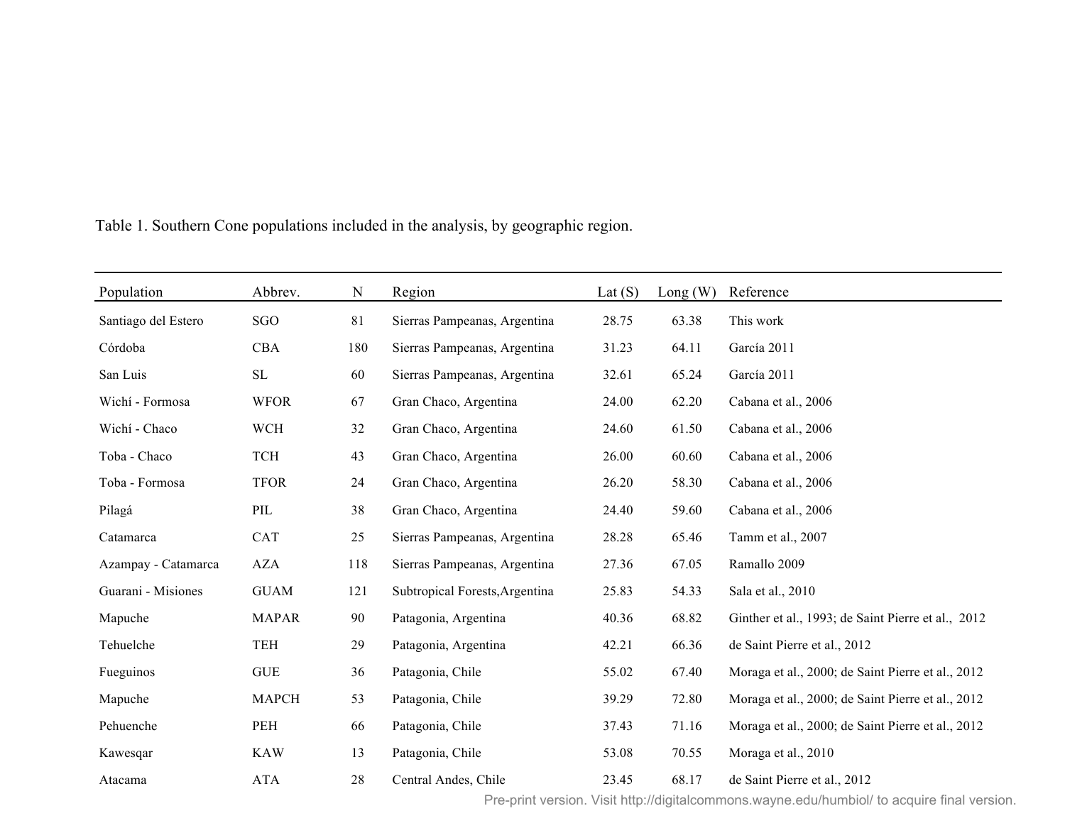Table 1. Southern Cone populations included in the analysis, by geographic region.

| Population | Abbrev. | N | Region | Lat (S) | Long (W) | Reference |
|---|---|---|---|---|---|---|
| Santiago del Estero | SGO | 81 | Sierras Pampeanas, Argentina | 28.75 | 63.38 | This work |
| Córdoba | CBA | 180 | Sierras Pampeanas, Argentina | 31.23 | 64.11 | García 2011 |
| San Luis | SL | 60 | Sierras Pampeanas, Argentina | 32.61 | 65.24 | García 2011 |
| Wichí - Formosa | WFOR | 67 | Gran Chaco, Argentina | 24.00 | 62.20 | Cabana et al., 2006 |
| Wichí - Chaco | WCH | 32 | Gran Chaco, Argentina | 24.60 | 61.50 | Cabana et al., 2006 |
| Toba - Chaco | TCH | 43 | Gran Chaco, Argentina | 26.00 | 60.60 | Cabana et al., 2006 |
| Toba - Formosa | TFOR | 24 | Gran Chaco, Argentina | 26.20 | 58.30 | Cabana et al., 2006 |
| Pilagá | PIL | 38 | Gran Chaco, Argentina | 24.40 | 59.60 | Cabana et al., 2006 |
| Catamarca | CAT | 25 | Sierras Pampeanas, Argentina | 28.28 | 65.46 | Tamm et al., 2007 |
| Azampay - Catamarca | AZA | 118 | Sierras Pampeanas, Argentina | 27.36 | 67.05 | Ramallo 2009 |
| Guarani - Misiones | GUAM | 121 | Subtropical Forests,Argentina | 25.83 | 54.33 | Sala et al., 2010 |
| Mapuche | MAPAR | 90 | Patagonia, Argentina | 40.36 | 68.82 | Ginther et al., 1993; de Saint Pierre et al., 2012 |
| Tehuelche | TEH | 29 | Patagonia, Argentina | 42.21 | 66.36 | de Saint Pierre et al., 2012 |
| Fueguinos | GUE | 36 | Patagonia, Chile | 55.02 | 67.40 | Moraga et al., 2000; de Saint Pierre et al., 2012 |
| Mapuche | MAPCH | 53 | Patagonia, Chile | 39.29 | 72.80 | Moraga et al., 2000; de Saint Pierre et al., 2012 |
| Pehuenche | PEH | 66 | Patagonia, Chile | 37.43 | 71.16 | Moraga et al., 2000; de Saint Pierre et al., 2012 |
| Kawesqar | KAW | 13 | Patagonia, Chile | 53.08 | 70.55 | Moraga et al., 2010 |
| Atacama | ATA | 28 | Central Andes, Chile | 23.45 | 68.17 | de Saint Pierre et al., 2012 |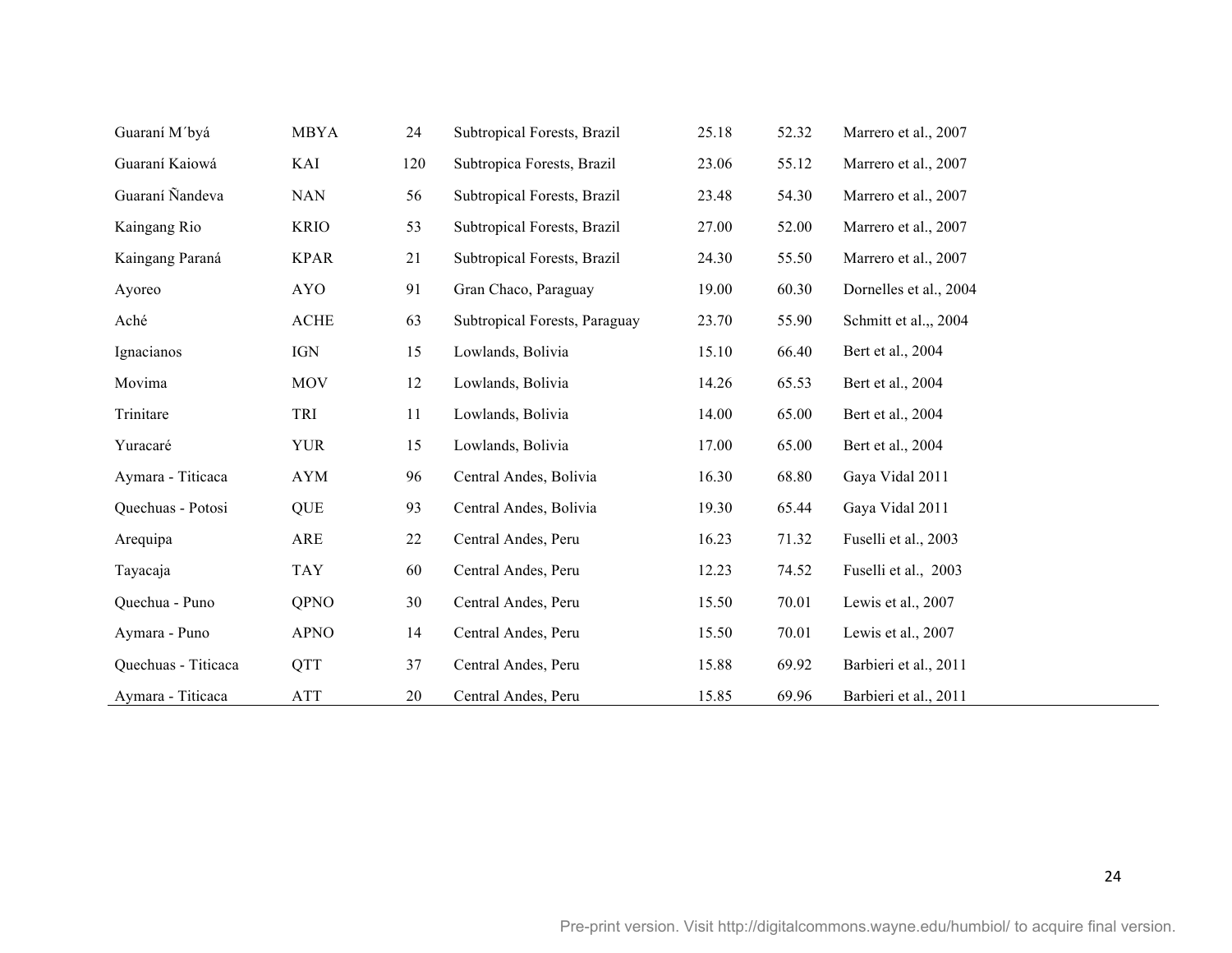| | | | | | | |
|---|---|---|---|---|---|---|
| Guaraní M´byá | MBYA | 24 | Subtropical Forests, Brazil | 25.18 | 52.32 | Marrero et al., 2007 |
| Guaraní Kaiowá | KAI | 120 | Subtropica Forests, Brazil | 23.06 | 55.12 | Marrero et al., 2007 |
| Guaraní Ñandeva | NAN | 56 | Subtropical Forests, Brazil | 23.48 | 54.30 | Marrero et al., 2007 |
| Kaingang Rio | KRIO | 53 | Subtropical Forests, Brazil | 27.00 | 52.00 | Marrero et al., 2007 |
| Kaingang Paraná | KPAR | 21 | Subtropical Forests, Brazil | 24.30 | 55.50 | Marrero et al., 2007 |
| Ayoreo | AYO | 91 | Gran Chaco, Paraguay | 19.00 | 60.30 | Dornelles et al., 2004 |
| Aché | ACHE | 63 | Subtropical Forests, Paraguay | 23.70 | 55.90 | Schmitt et al.,, 2004 |
| Ignacianos | IGN | 15 | Lowlands, Bolivia | 15.10 | 66.40 | Bert et al., 2004 |
| Movima | MOV | 12 | Lowlands, Bolivia | 14.26 | 65.53 | Bert et al., 2004 |
| Trinitare | TRI | 11 | Lowlands, Bolivia | 14.00 | 65.00 | Bert et al., 2004 |
| Yuracaré | YUR | 15 | Lowlands, Bolivia | 17.00 | 65.00 | Bert et al., 2004 |
| Aymara - Titicaca | AYM | 96 | Central Andes, Bolivia | 16.30 | 68.80 | Gaya Vidal 2011 |
| Quechuas - Potosi | QUE | 93 | Central Andes, Bolivia | 19.30 | 65.44 | Gaya Vidal 2011 |
| Arequipa | ARE | 22 | Central Andes, Peru | 16.23 | 71.32 | Fuselli et al., 2003 |
| Tayacaja | TAY | 60 | Central Andes, Peru | 12.23 | 74.52 | Fuselli et al., 2003 |
| Quechua - Puno | QPNO | 30 | Central Andes, Peru | 15.50 | 70.01 | Lewis et al., 2007 |
| Aymara - Puno | APNO | 14 | Central Andes, Peru | 15.50 | 70.01 | Lewis et al., 2007 |
| Quechuas - Titicaca | QTT | 37 | Central Andes, Peru | 15.88 | 69.92 | Barbieri et al., 2011 |
| Aymara - Titicaca | ATT | 20 | Central Andes, Peru | 15.85 | 69.96 | Barbieri et al., 2011 |

Pre-print version. Visit http://digitalcommons.wayne.edu/humbiol/ to acquire final version.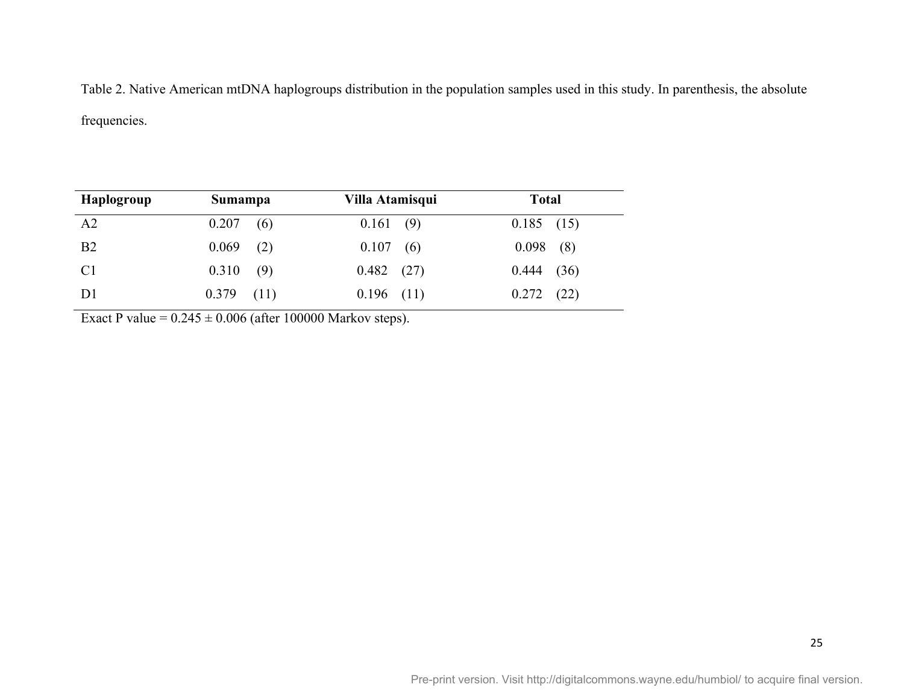Table 2. Native American mtDNA haplogroups distribution in the population samples used in this study. In parenthesis, the absolute frequencies.

| **Haplogroup** | **Sumampa** | **Villa Atamisqui** | **Total** |
|---|---|---|---|
| A2 | 0.207 (6) | 0.161 (9) | 0.185 (15) |
| B2 | 0.069 (2) | 0.107 (6) | 0.098 (8) |
| C1 | 0.310 (9) | 0.482 (27) | 0.444 (36) |
| D1 | 0.379 (11) | 0.196 (11) | 0.272 (22) |

Exact P value = 0.245 ± 0.006 (after 100000 Markov steps).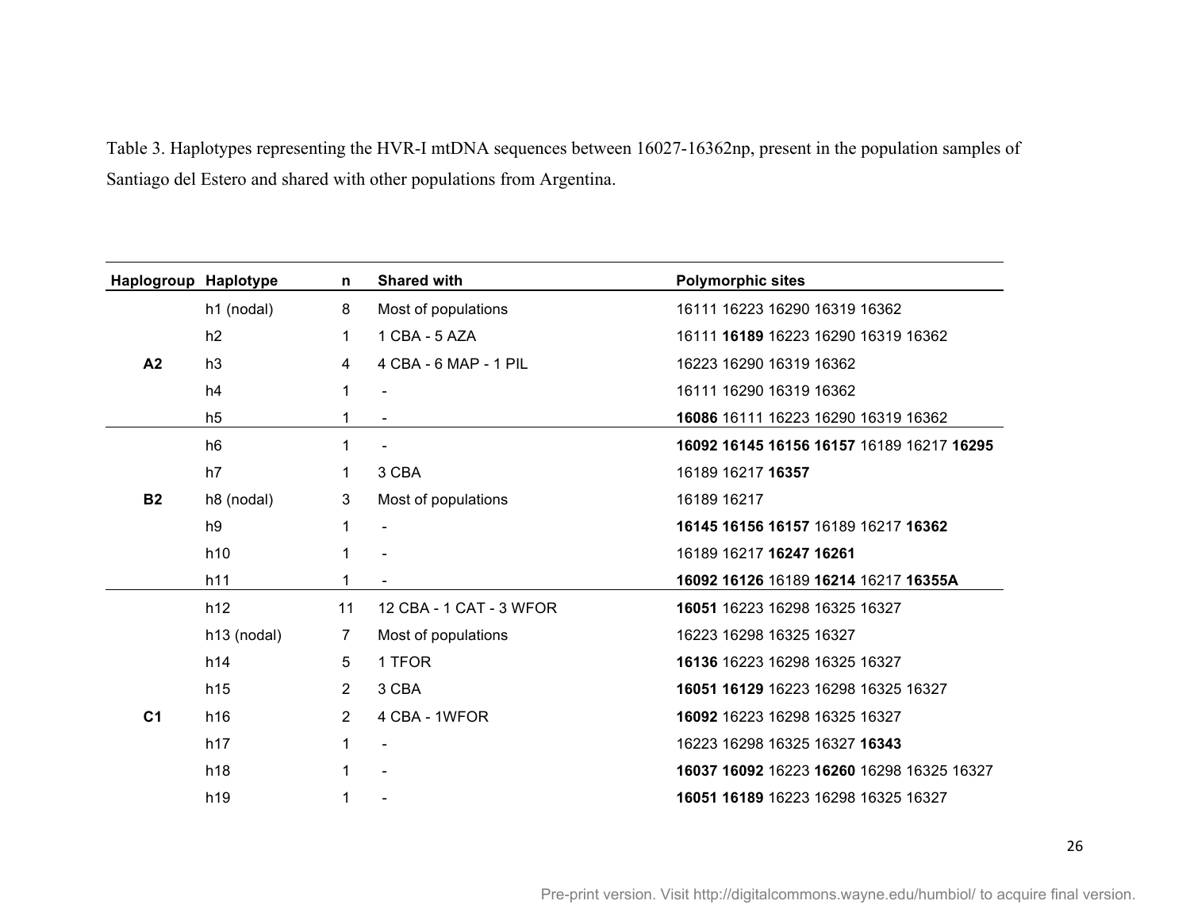Table 3. Haplotypes representing the HVR-I mtDNA sequences between 16027-16362np, present in the population samples of Santiago del Estero and shared with other populations from Argentina.

| Haplogroup | Haplotype | n | Shared with | Polymorphic sites |
|---|---|---|---|---|
| A2 | h1 (nodal) | 8 | Most of populations | 16111 16223 16290 16319 16362 |
| | h2 | 1 | 1 CBA - 5 AZA | 16111 **16189** 16223 16290 16319 16362 |
| | h3 | 4 | 4 CBA - 6 MAP - 1 PIL | 16223 16290 16319 16362 |
| | h4 | 1 | - | 16111 16290 16319 16362 |
| | h5 | 1 | - | **16086** 16111 16223 16290 16319 16362 |
| B2 | h6 | 1 | - | **16092 16145 16156 16157** 16189 16217 **16295** |
| | h7 | 1 | 3 CBA | 16189 16217 **16357** |
| | h8 (nodal) | 3 | Most of populations | 16189 16217 |
| | h9 | 1 | - | **16145 16156 16157** 16189 16217 **16362** |
| | h10 | 1 | - | 16189 16217 **16247 16261** |
| | h11 | 1 | - | **16092 16126** 16189 **16214** 16217 **16355A** |
| C1 | h12 | 11 | 12 CBA - 1 CAT - 3 WFOR | **16051** 16223 16298 16325 16327 |
| | h13 (nodal) | 7 | Most of populations | 16223 16298 16325 16327 |
| | h14 | 5 | 1 TFOR | **16136** 16223 16298 16325 16327 |
| | h15 | 2 | 3 CBA | **16051 16129** 16223 16298 16325 16327 |
| | h16 | 2 | 4 CBA - 1WFOR | **16092** 16223 16298 16325 16327 |
| | h17 | 1 | - | 16223 16298 16325 16327 **16343** |
| | h18 | 1 | - | **16037 16092** 16223 **16260** 16298 16325 16327 |
| | h19 | 1 | - | **16051 16189** 16223 16298 16325 16327 |

Pre-print version. Visit http://digitalcommons.wayne.edu/humbiol/ to acquire final version.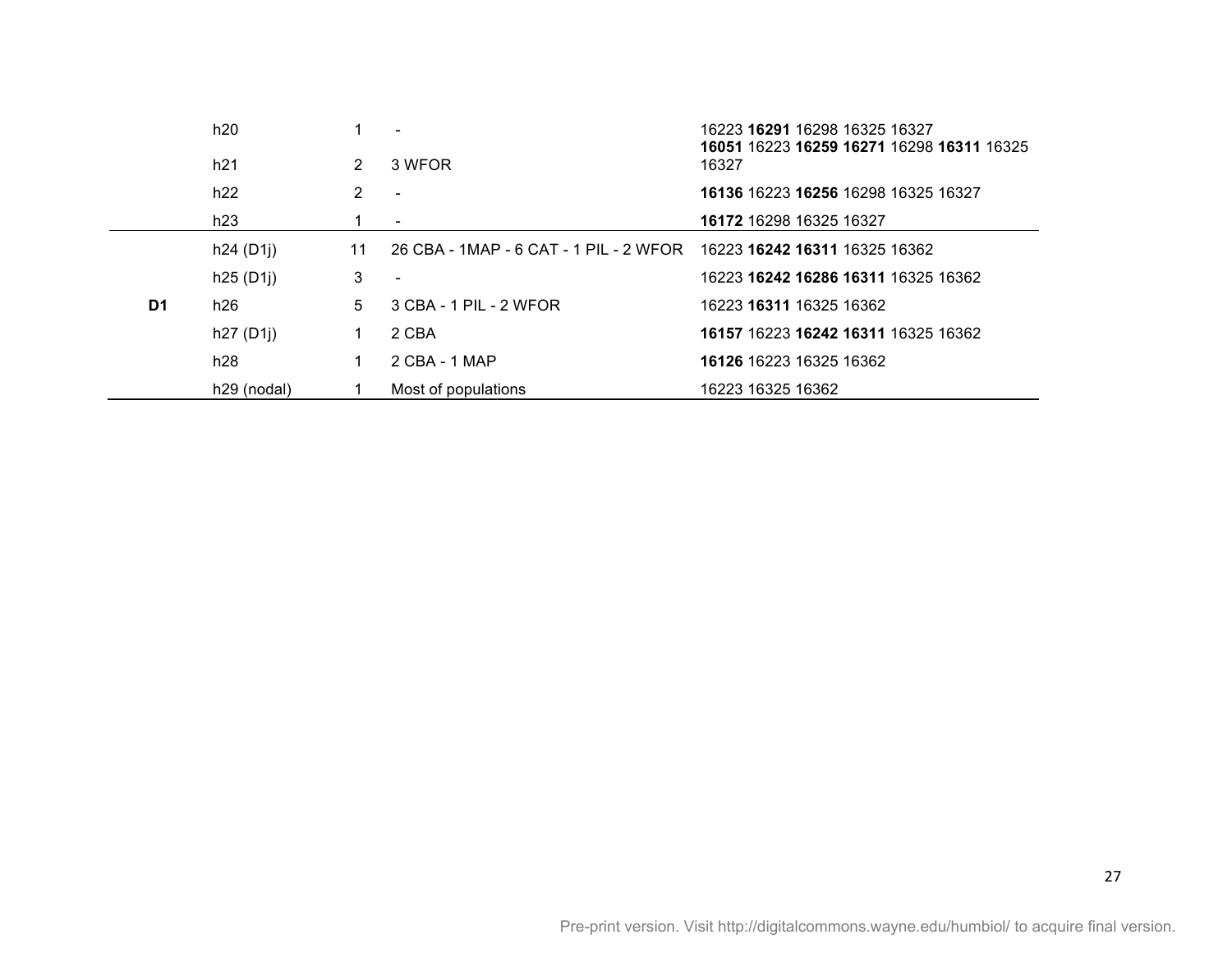| | | | | |
|---|---|---|---|---|
| | h20 | 1 | - | 16223 **16291** 16298 16325 16327 |
| | h21 | 2 | 3 WFOR | **16051** 16223 **16259** **16271** 16298 **16311** 16325 16327 |
| | h22 | 2 | - | **16136** 16223 **16256** 16298 16325 16327 |
| | h23 | 1 | - | **16172** 16298 16325 16327 |
| **D1** | h24 (D1j) | 11 | 26 CBA - 1MAP - 6 CAT - 1 PIL - 2 WFOR | 16223 **16242** **16311** 16325 16362 |
| | h25 (D1j) | 3 | - | 16223 **16242** **16286** **16311** 16325 16362 |
| | h26 | 5 | 3 CBA - 1 PIL - 2 WFOR | 16223 **16311** 16325 16362 |
| | h27 (D1j) | 1 | 2 CBA | **16157** 16223 **16242** **16311** 16325 16362 |
| | h28 | 1 | 2 CBA - 1 MAP | **16126** 16223 16325 16362 |
| | h29 (nodal) | 1 | Most of populations | 16223 16325 16362 |

Pre-print version. Visit http://digitalcommons.wayne.edu/humbiol/ to acquire final version.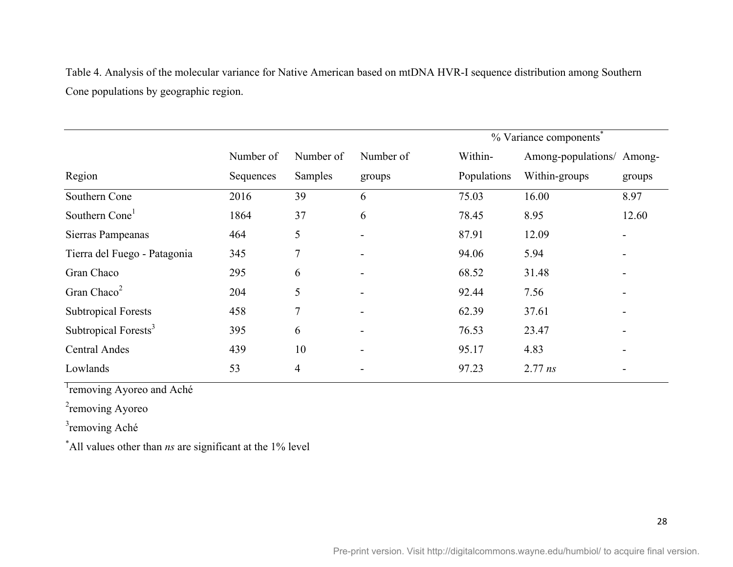Table 4. Analysis of the molecular variance for Native American based on mtDNA HVR-I sequence distribution among Southern Cone populations by geographic region.

| | | | | % Variance components* | | |
|---|---|---|---|---|---|---|
| Region | Number of Sequences | Number of Samples | Number of groups | Within-Populations | Among-populations/ Within-groups | Among-groups |
| Southern Cone | 2016 | 39 | 6 | 75.03 | 16.00 | 8.97 |
| Southern Cone[1] | 1864 | 37 | 6 | 78.45 | 8.95 | 12.60 |
| Sierras Pampeanas | 464 | 5 | - | 87.91 | 12.09 | - |
| Tierra del Fuego - Patagonia | 345 | 7 | - | 94.06 | 5.94 | - |
| Gran Chaco | 295 | 6 | - | 68.52 | 31.48 | - |
| Gran Chaco[2] | 204 | 5 | - | 92.44 | 7.56 | - |
| Subtropical Forests | 458 | 7 | - | 62.39 | 37.61 | - |
| Subtropical Forests[3] | 395 | 6 | - | 76.53 | 23.47 | - |
| Central Andes | 439 | 10 | - | 95.17 | 4.83 | - |
| Lowlands | 53 | 4 | - | 97.23 | 2.77 *ns* | - |

[1]removing Ayoreo and Aché

[2]removing Ayoreo

[3]removing Aché

*All values other than *ns* are significant at the 1% level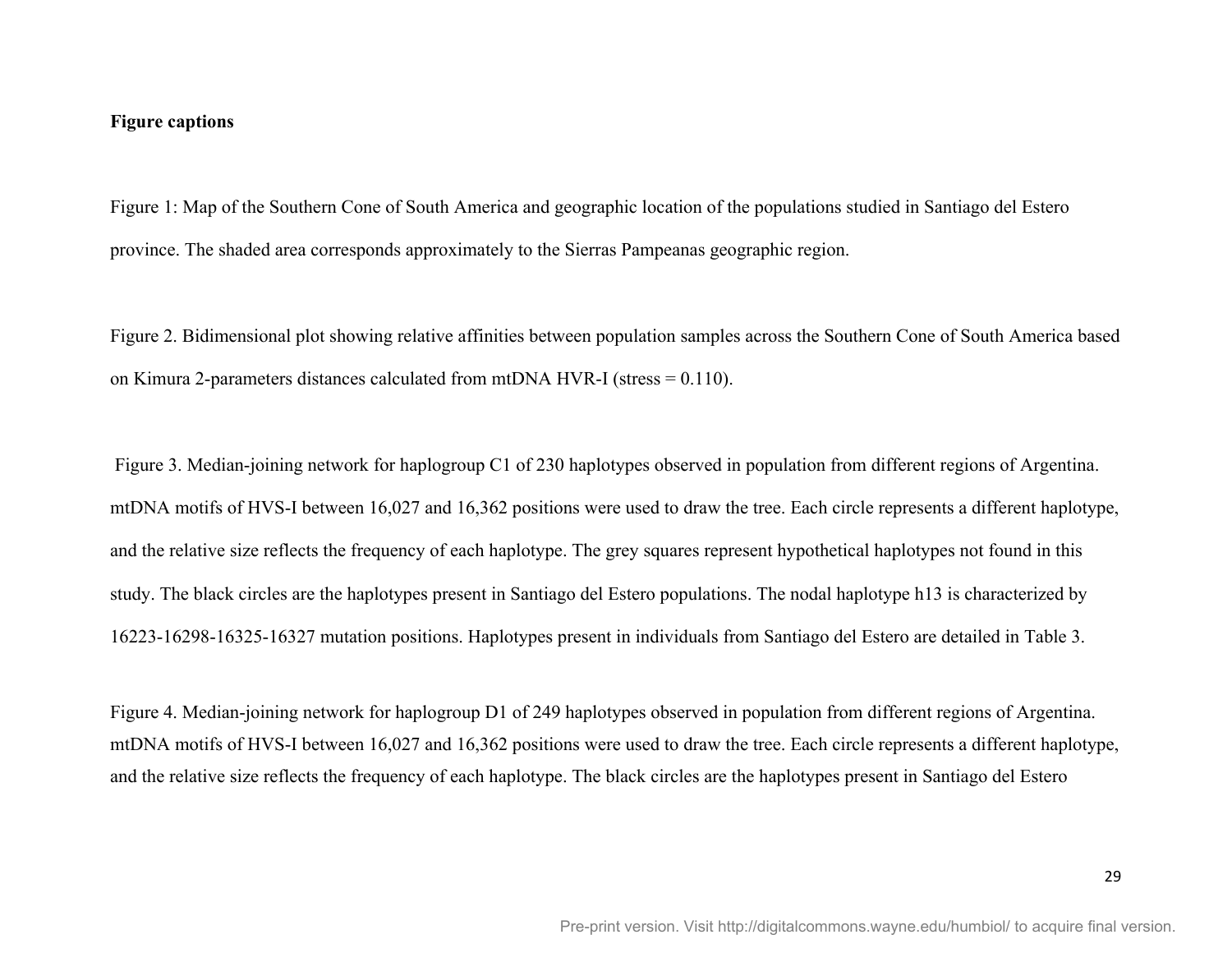**Figure captions**

Figure 1: Map of the Southern Cone of South America and geographic location of the populations studied in Santiago del Estero province. The shaded area corresponds approximately to the Sierras Pampeanas geographic region.

Figure 2. Bidimensional plot showing relative affinities between population samples across the Southern Cone of South America based on Kimura 2-parameters distances calculated from mtDNA HVR-I (stress = 0.110).

Figure 3. Median-joining network for haplogroup C1 of 230 haplotypes observed in population from different regions of Argentina. mtDNA motifs of HVS-I between 16,027 and 16,362 positions were used to draw the tree. Each circle represents a different haplotype, and the relative size reflects the frequency of each haplotype. The grey squares represent hypothetical haplotypes not found in this study. The black circles are the haplotypes present in Santiago del Estero populations. The nodal haplotype h13 is characterized by 16223-16298-16325-16327 mutation positions. Haplotypes present in individuals from Santiago del Estero are detailed in Table 3.

Figure 4. Median-joining network for haplogroup D1 of 249 haplotypes observed in population from different regions of Argentina. mtDNA motifs of HVS-I between 16,027 and 16,362 positions were used to draw the tree. Each circle represents a different haplotype, and the relative size reflects the frequency of each haplotype. The black circles are the haplotypes present in Santiago del Estero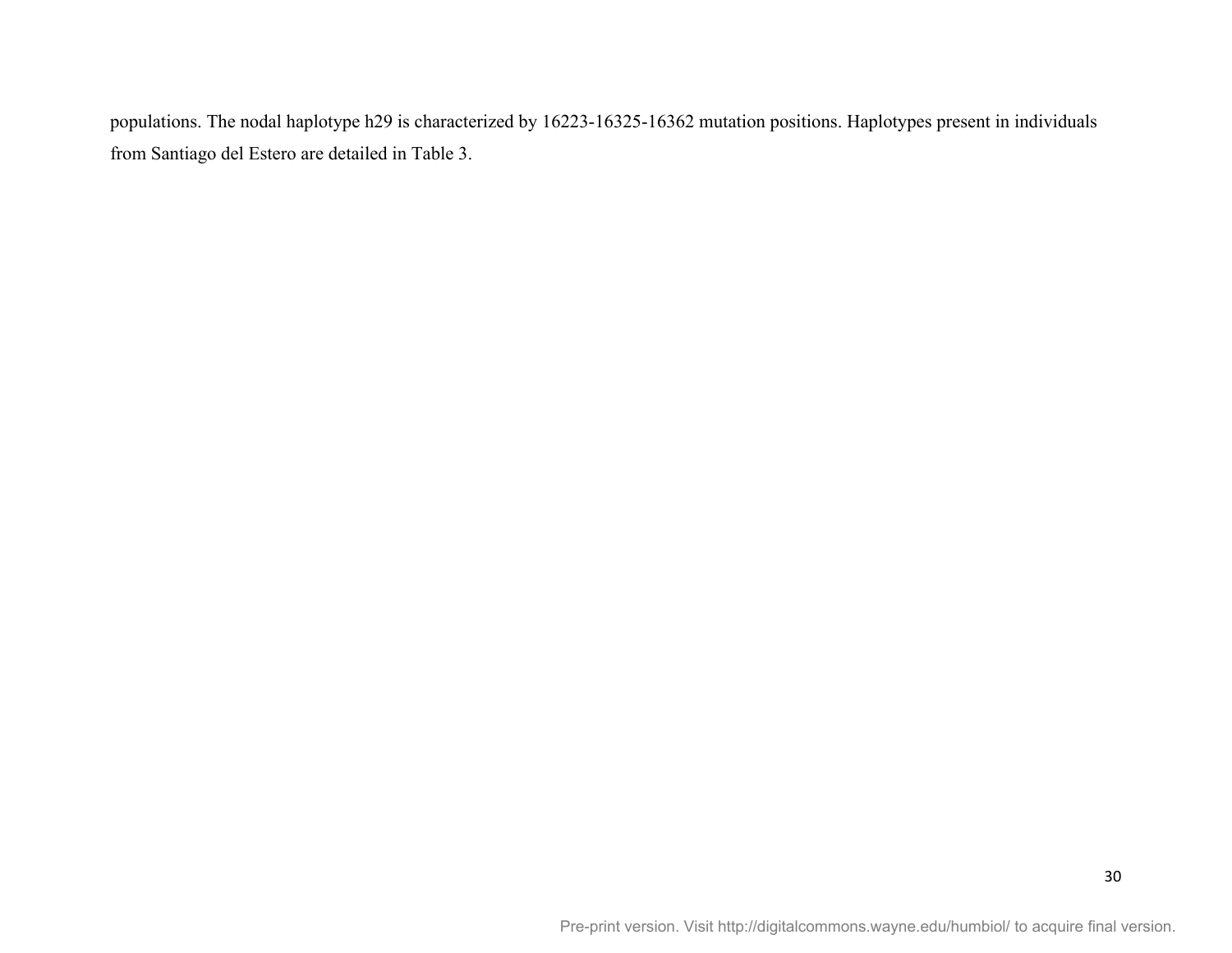populations. The nodal haplotype h29 is characterized by 16223-16325-16362 mutation positions. Haplotypes present in individuals from Santiago del Estero are detailed in Table 3.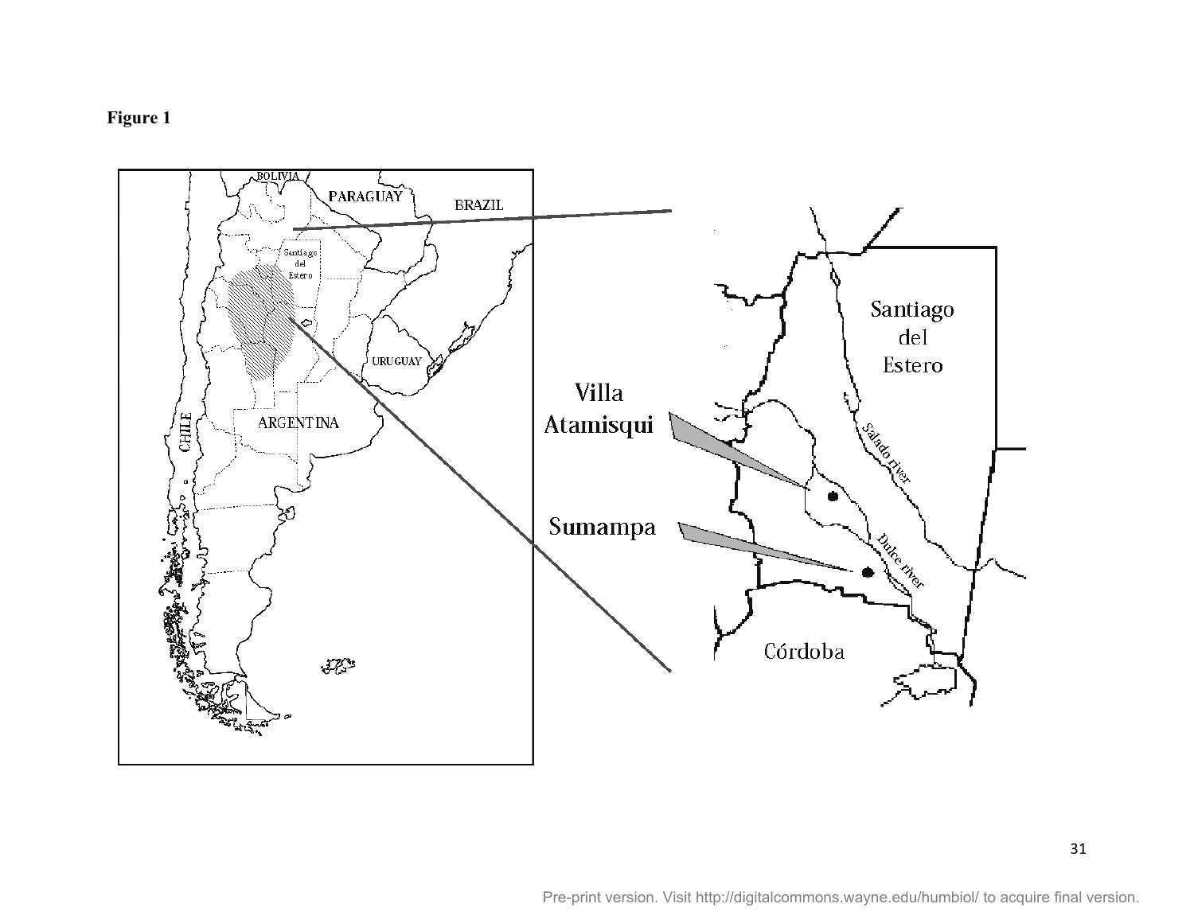**Figure 1**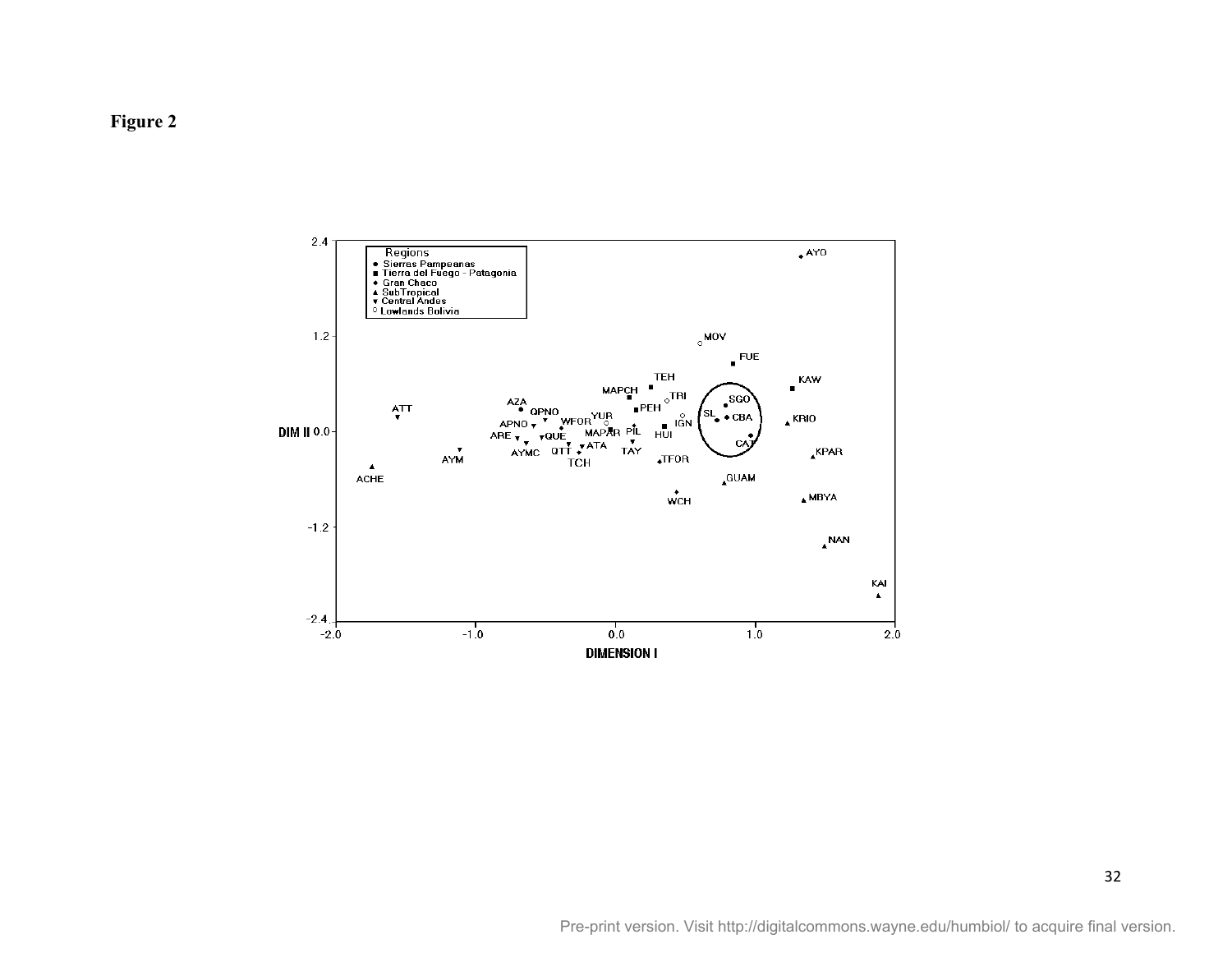**Figure 2**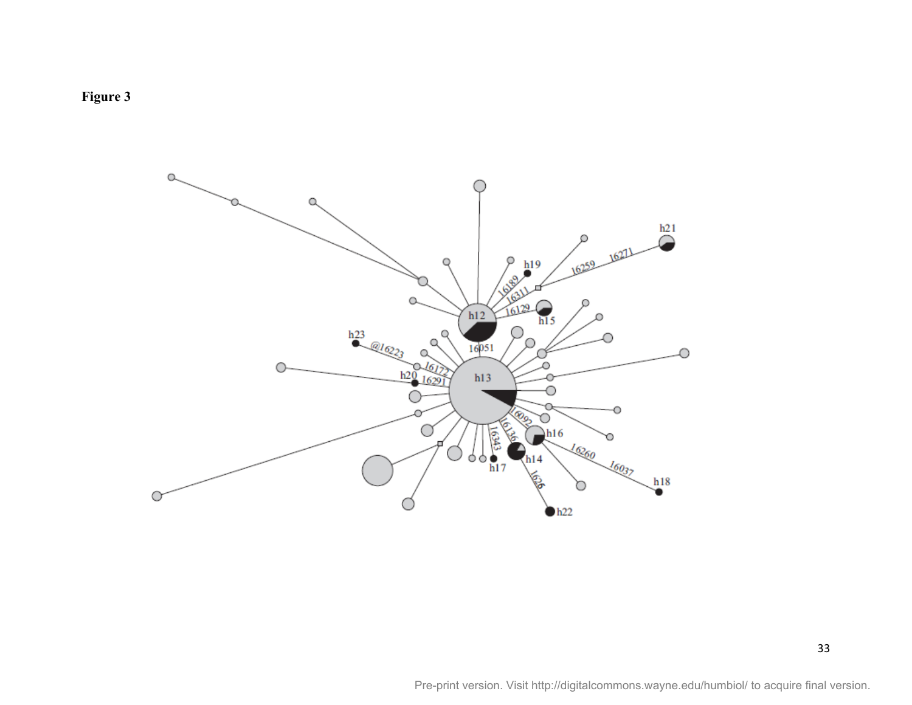**Figure 3**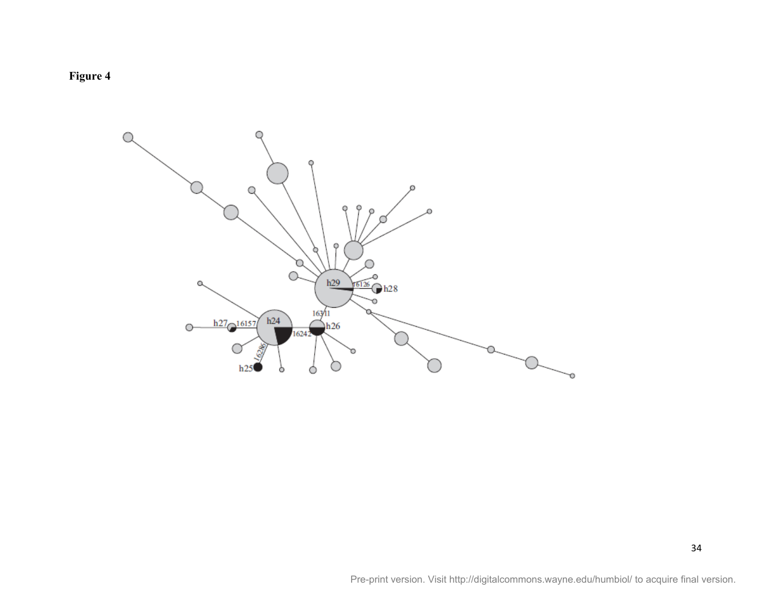**Figure 4**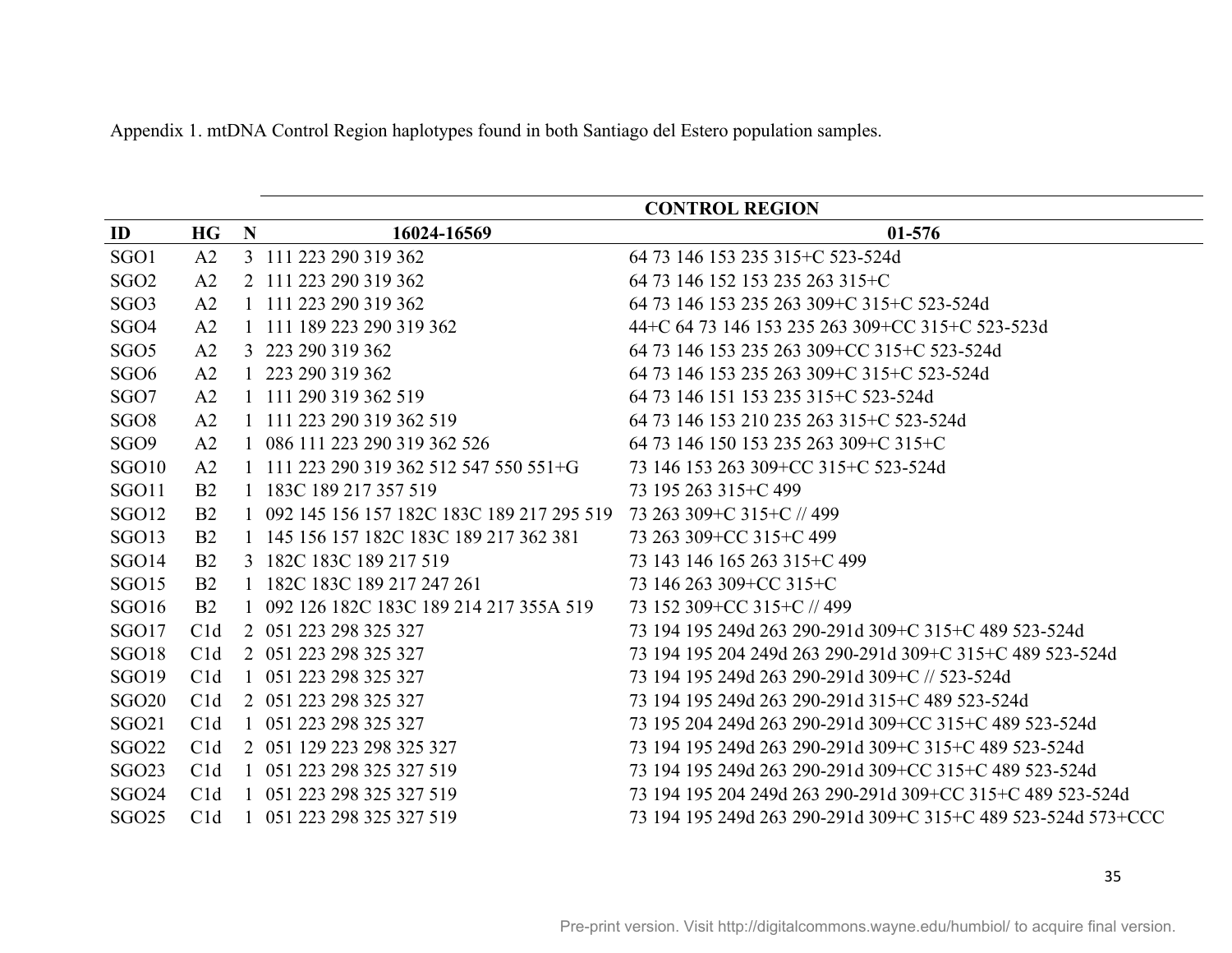Appendix 1. mtDNA Control Region haplotypes found in both Santiago del Estero population samples.

| | | | CONTROL REGION | |
|---|---|---|---|---|
| **ID** | **HG** | **N** | **16024-16569** | **01-576** |
| SGO1 | A2 | 3 | 111 223 290 319 362 | 64 73 146 153 235 315+C 523-524d |
| SGO2 | A2 | 2 | 111 223 290 319 362 | 64 73 146 152 153 235 263 315+C |
| SGO3 | A2 | 1 | 111 223 290 319 362 | 64 73 146 153 235 263 309+C 315+C 523-524d |
| SGO4 | A2 | 1 | 111 189 223 290 319 362 | 44+C 64 73 146 153 235 263 309+CC 315+C 523-523d |
| SGO5 | A2 | 3 | 223 290 319 362 | 64 73 146 153 235 263 309+CC 315+C 523-524d |
| SGO6 | A2 | 1 | 223 290 319 362 | 64 73 146 153 235 263 309+C 315+C 523-524d |
| SGO7 | A2 | 1 | 111 290 319 362 519 | 64 73 146 151 153 235 315+C 523-524d |
| SGO8 | A2 | 1 | 111 223 290 319 362 519 | 64 73 146 153 210 235 263 315+C 523-524d |
| SGO9 | A2 | 1 | 086 111 223 290 319 362 526 | 64 73 146 150 153 235 263 309+C 315+C |
| SGO10 | A2 | 1 | 111 223 290 319 362 512 547 550 551+G | 73 146 153 263 309+CC 315+C 523-524d |
| SGO11 | B2 | 1 | 183C 189 217 357 519 | 73 195 263 315+C 499 |
| SGO12 | B2 | 1 | 092 145 156 157 182C 183C 189 217 295 519 | 73 263 309+C 315+C // 499 |
| SGO13 | B2 | 1 | 145 156 157 182C 183C 189 217 362 381 | 73 263 309+CC 315+C 499 |
| SGO14 | B2 | 3 | 182C 183C 189 217 519 | 73 143 146 165 263 315+C 499 |
| SGO15 | B2 | 1 | 182C 183C 189 217 247 261 | 73 146 263 309+CC 315+C |
| SGO16 | B2 | 1 | 092 126 182C 183C 189 214 217 355A 519 | 73 152 309+CC 315+C // 499 |
| SGO17 | C1d | 2 | 051 223 298 325 327 | 73 194 195 249d 263 290-291d 309+C 315+C 489 523-524d |
| SGO18 | C1d | 2 | 051 223 298 325 327 | 73 194 195 204 249d 263 290-291d 309+C 315+C 489 523-524d |
| SGO19 | C1d | 1 | 051 223 298 325 327 | 73 194 195 249d 263 290-291d 309+C // 523-524d |
| SGO20 | C1d | 2 | 051 223 298 325 327 | 73 194 195 249d 263 290-291d 315+C 489 523-524d |
| SGO21 | C1d | 1 | 051 223 298 325 327 | 73 195 204 249d 263 290-291d 309+CC 315+C 489 523-524d |
| SGO22 | C1d | 2 | 051 129 223 298 325 327 | 73 194 195 249d 263 290-291d 309+C 315+C 489 523-524d |
| SGO23 | C1d | 1 | 051 223 298 325 327 519 | 73 194 195 249d 263 290-291d 309+CC 315+C 489 523-524d |
| SGO24 | C1d | 1 | 051 223 298 325 327 519 | 73 194 195 204 249d 263 290-291d 309+CC 315+C 489 523-524d |
| SGO25 | C1d | 1 | 051 223 298 325 327 519 | 73 194 195 249d 263 290-291d 309+C 315+C 489 523-524d 573+CCC |

Pre-print version. Visit http://digitalcommons.wayne.edu/humbiol/ to acquire final version.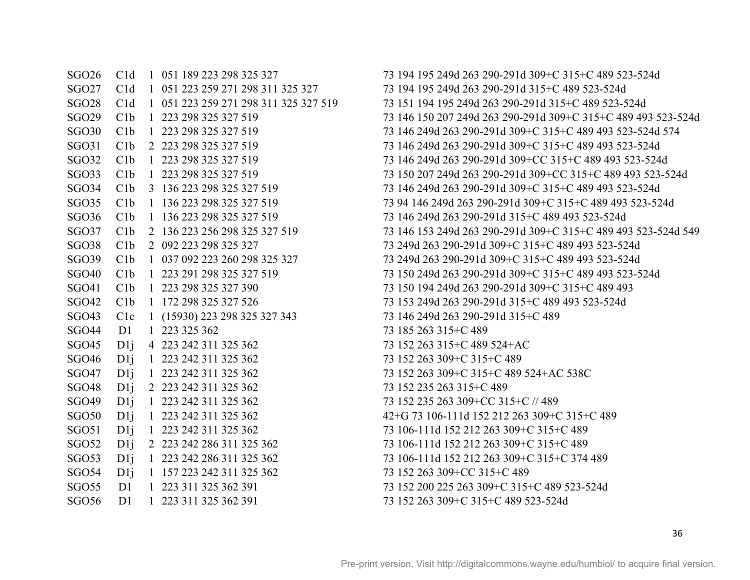| | | | | |
|---|---|---|---|---|
| SGO26 | C1d | 1 | 051 189 223 298 325 327 | 73 194 195 249d 263 290-291d 309+C 315+C 489 523-524d |
| SGO27 | C1d | 1 | 051 223 259 271 298 311 325 327 | 73 194 195 249d 263 290-291d 315+C 489 523-524d |
| SGO28 | C1d | 1 | 051 223 259 271 298 311 325 327 519 | 73 151 194 195 249d 263 290-291d 315+C 489 523-524d |
| SGO29 | C1b | 1 | 223 298 325 327 519 | 73 146 150 207 249d 263 290-291d 309+C 315+C 489 493 523-524d |
| SGO30 | C1b | 1 | 223 298 325 327 519 | 73 146 249d 263 290-291d 309+C 315+C 489 493 523-524d 574 |
| SGO31 | C1b | 2 | 223 298 325 327 519 | 73 146 249d 263 290-291d 309+C 315+C 489 493 523-524d |
| SGO32 | C1b | 1 | 223 298 325 327 519 | 73 146 249d 263 290-291d 309+CC 315+C 489 493 523-524d |
| SGO33 | C1b | 1 | 223 298 325 327 519 | 73 150 207 249d 263 290-291d 309+CC 315+C 489 493 523-524d |
| SGO34 | C1b | 3 | 136 223 298 325 327 519 | 73 146 249d 263 290-291d 309+C 315+C 489 493 523-524d |
| SGO35 | C1b | 1 | 136 223 298 325 327 519 | 73 94 146 249d 263 290-291d 309+C 315+C 489 493 523-524d |
| SGO36 | C1b | 1 | 136 223 298 325 327 519 | 73 146 249d 263 290-291d 315+C 489 493 523-524d |
| SGO37 | C1b | 2 | 136 223 256 298 325 327 519 | 73 146 153 249d 263 290-291d 309+C 315+C 489 493 523-524d 549 |
| SGO38 | C1b | 2 | 092 223 298 325 327 | 73 249d 263 290-291d 309+C 315+C 489 493 523-524d |
| SGO39 | C1b | 1 | 037 092 223 260 298 325 327 | 73 249d 263 290-291d 309+C 315+C 489 493 523-524d |
| SGO40 | C1b | 1 | 223 291 298 325 327 519 | 73 150 249d 263 290-291d 309+C 315+C 489 493 523-524d |
| SGO41 | C1b | 1 | 223 298 325 327 390 | 73 150 194 249d 263 290-291d 309+C 315+C 489 493 |
| SGO42 | C1b | 1 | 172 298 325 327 526 | 73 153 249d 263 290-291d 315+C 489 493 523-524d |
| SGO43 | C1c | 1 | (15930) 223 298 325 327 343 | 73 146 249d 263 290-291d 315+C 489 |
| SGO44 | D1 | 1 | 223 325 362 | 73 185 263 315+C 489 |
| SGO45 | D1j | 4 | 223 242 311 325 362 | 73 152 263 315+C 489 524+AC |
| SGO46 | D1j | 1 | 223 242 311 325 362 | 73 152 263 309+C 315+C 489 |
| SGO47 | D1j | 1 | 223 242 311 325 362 | 73 152 263 309+C 315+C 489 524+AC 538C |
| SGO48 | D1j | 2 | 223 242 311 325 362 | 73 152 235 263 315+C 489 |
| SGO49 | D1j | 1 | 223 242 311 325 362 | 73 152 235 263 309+CC 315+C // 489 |
| SGO50 | D1j | 1 | 223 242 311 325 362 | 42+G 73 106-111d 152 212 263 309+C 315+C 489 |
| SGO51 | D1j | 1 | 223 242 311 325 362 | 73 106-111d 152 212 263 309+C 315+C 489 |
| SGO52 | D1j | 2 | 223 242 286 311 325 362 | 73 106-111d 152 212 263 309+C 315+C 489 |
| SGO53 | D1j | 1 | 223 242 286 311 325 362 | 73 106-111d 152 212 263 309+C 315+C 374 489 |
| SGO54 | D1j | 1 | 157 223 242 311 325 362 | 73 152 263 309+CC 315+C 489 |
| SGO55 | D1 | 1 | 223 311 325 362 391 | 73 152 200 225 263 309+C 315+C 489 523-524d |
| SGO56 | D1 | 1 | 223 311 325 362 391 | 73 152 263 309+C 315+C 489 523-524d |

Pre-print version. Visit http://digitalcommons.wayne.edu/humbiol/ to acquire final version.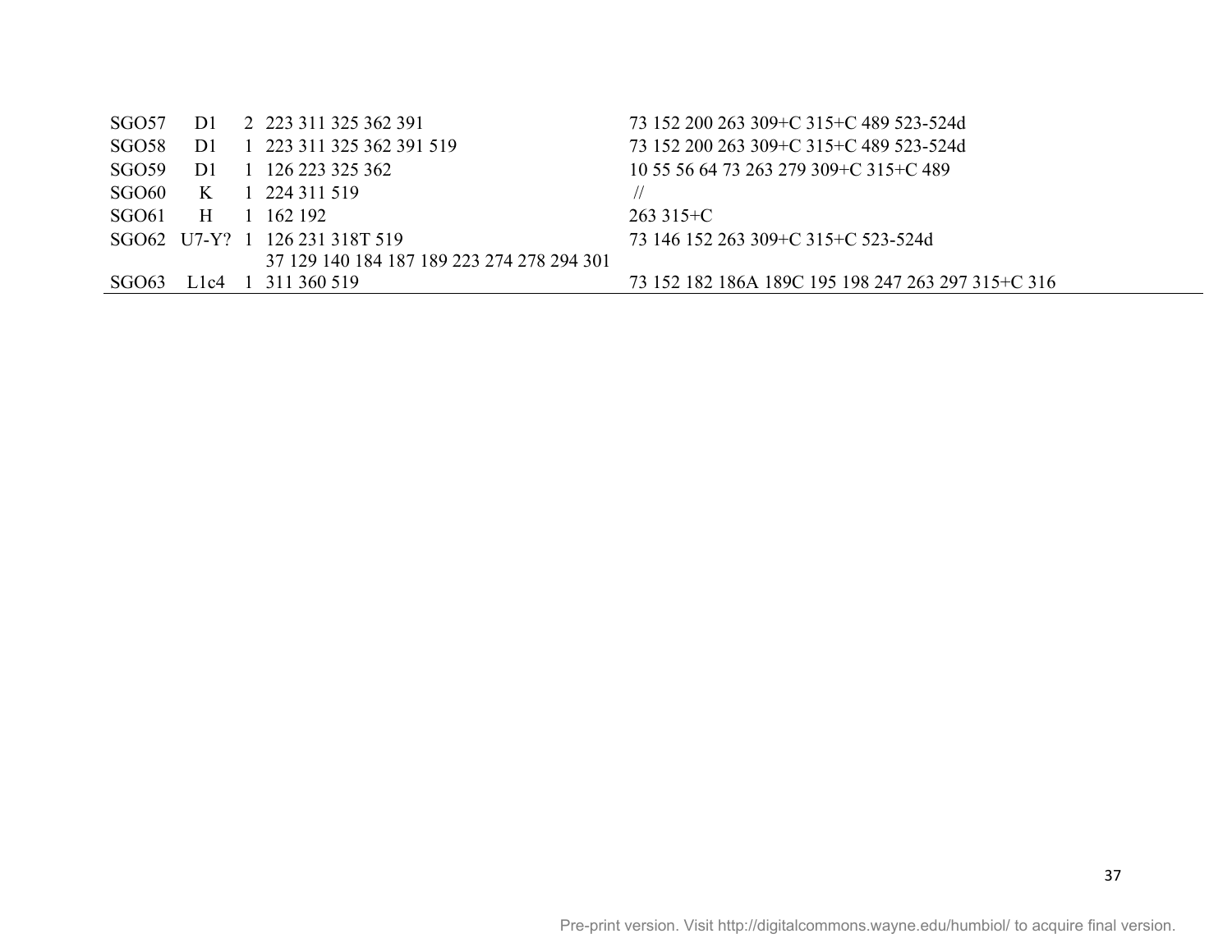| | | | | |
|---|---|---|---|---|
| SGO57 | D1 | 2 | 223 311 325 362 391 | 73 152 200 263 309+C 315+C 489 523-524d |
| SGO58 | D1 | 1 | 223 311 325 362 391 519 | 73 152 200 263 309+C 315+C 489 523-524d |
| SGO59 | D1 | 1 | 126 223 325 362 | 10 55 56 64 73 263 279 309+C 315+C 489 |
| SGO60 | K | 1 | 224 311 519 | // |
| SGO61 | H | 1 | 162 192 | 263 315+C |
| SGO62 | U7-Y? | 1 | 126 231 318T 519 | 73 146 152 263 309+C 315+C 523-524d |
| SGO63 | L1c4 | 1 | 37 129 140 184 187 189 223 274 278 294 301 311 360 519 | 73 152 182 186A 189C 195 198 247 263 297 315+C 316 |